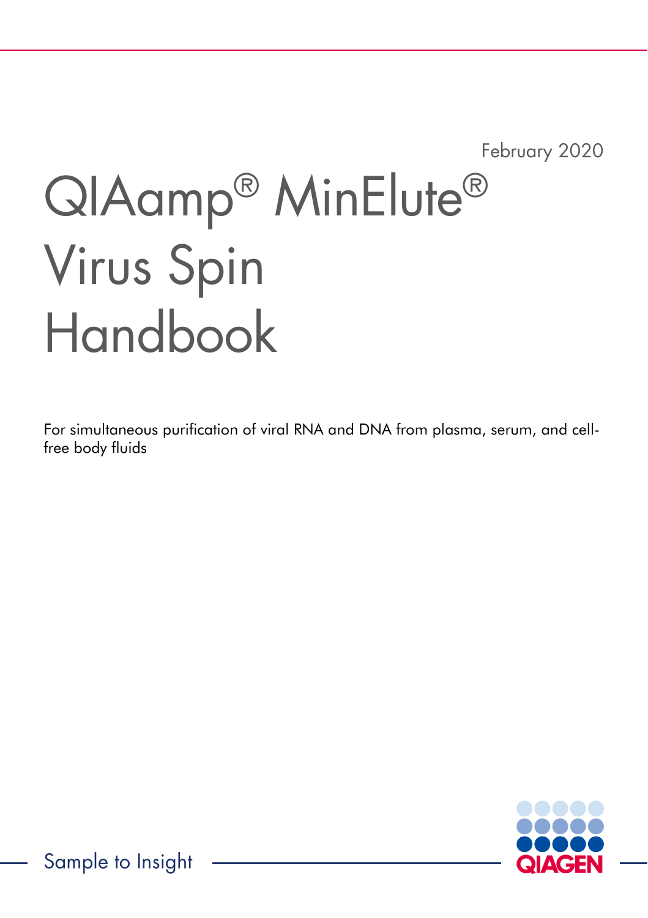February 2020

# QIAamp® MinElute® Virus Spin Handbook

For simultaneous purification of viral RNA and DNA from plasma, serum, and cell-free body fluids

Sample to Insight

QIAGEN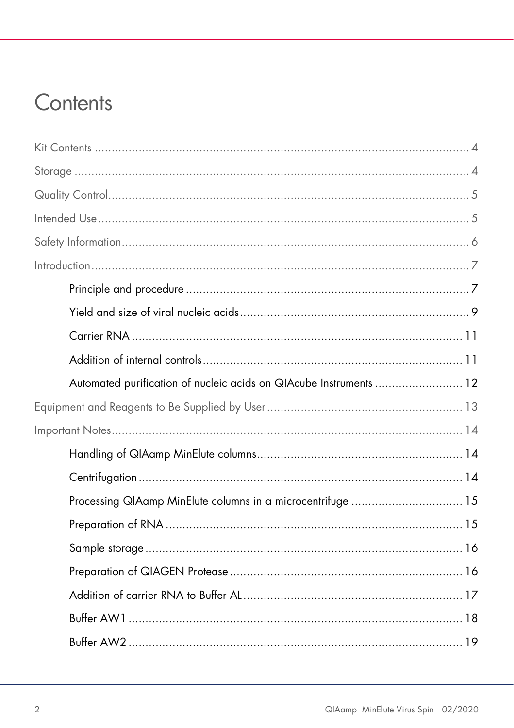# Contents

Kit Contents ........................................................................................................ 4

Storage ................................................................................................................ 4

Quality Control..................................................................................................... 5

Intended Use ........................................................................................................ 5

Safety Information................................................................................................ 6

Introduction .......................................................................................................... 7

- Principle and procedure ................................................................................ 7
- Yield and size of viral nucleic acids ................................................................ 9
- Carrier RNA ................................................................................................ 11
- Addition of internal controls ......................................................................... 11
- Automated purification of nucleic acids on QIAcube Instruments ...................... 12

Equipment and Reagents to Be Supplied by User .................................................. 13

Important Notes .................................................................................................. 14

- Handling of QIAamp MinElute columns .......................................................... 14
- Centrifugation ............................................................................................. 14
- Processing QIAamp MinElute columns in a microcentrifuge ............................... 15
- Preparation of RNA ...................................................................................... 15
- Sample storage ............................................................................................ 16
- Preparation of QIAGEN Protease ................................................................... 16
- Addition of carrier RNA to Buffer AL .............................................................. 17
- Buffer AW1 ................................................................................................. 18
- Buffer AW2 ................................................................................................. 19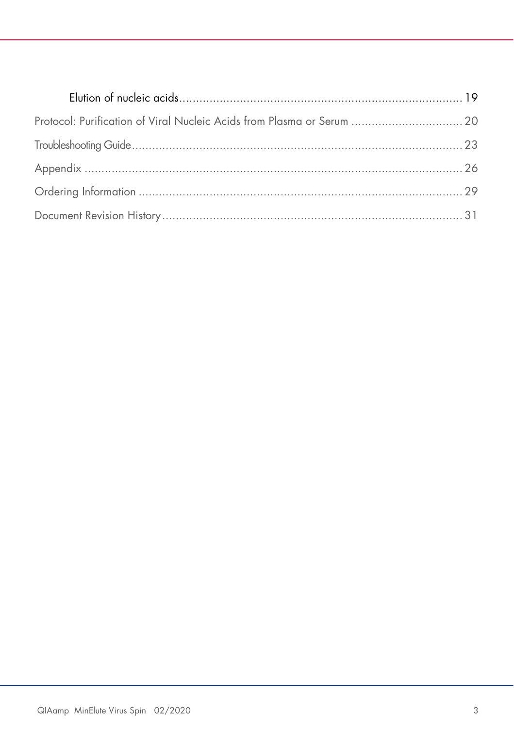- Elution of nucleic acids ........ 19

Protocol: Purification of Viral Nucleic Acids from Plasma or Serum ........ 20

Troubleshooting Guide ........ 23

Appendix ........ 26

Ordering Information ........ 29

Document Revision History ........ 31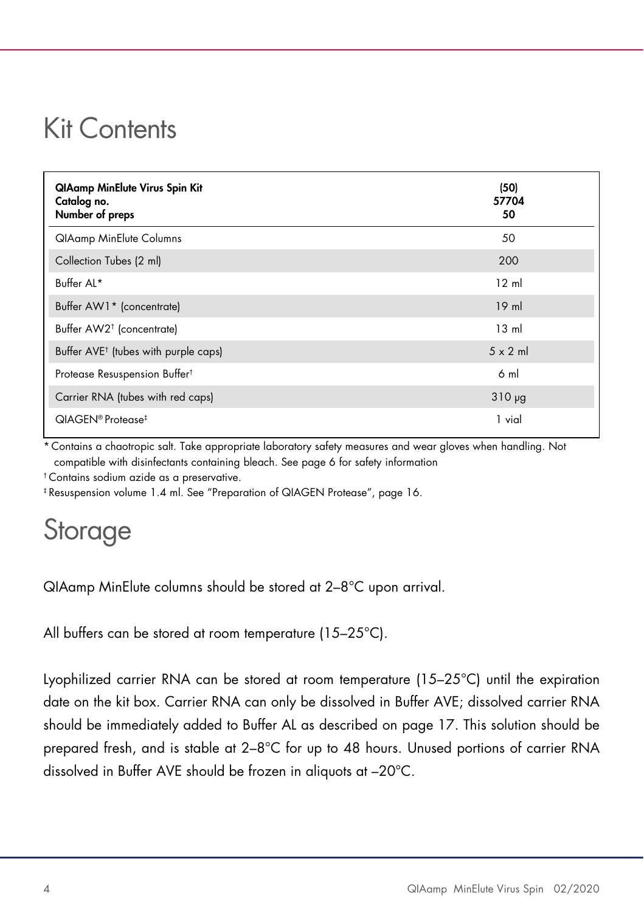# Kit Contents

| QIAamp MinElute Virus Spin Kit<br>Catalog no.<br>Number of preps | (50)<br>57704<br>50 |
|---|---|
| QIAamp MinElute Columns | 50 |
| Collection Tubes (2 ml) | 200 |
| Buffer AL* | 12 ml |
| Buffer AW1* (concentrate) | 19 ml |
| Buffer AW2† (concentrate) | 13 ml |
| Buffer AVE† (tubes with purple caps) | 5 x 2 ml |
| Protease Resuspension Buffer† | 6 ml |
| Carrier RNA (tubes with red caps) | 310 µg |
| QIAGEN® Protease‡ | 1 vial |

\* Contains a chaotropic salt. Take appropriate laboratory safety measures and wear gloves when handling. Not compatible with disinfectants containing bleach. See page 6 for safety information

† Contains sodium azide as a preservative.

‡ Resuspension volume 1.4 ml. See "Preparation of QIAGEN Protease", page 16.

# Storage

QIAamp MinElute columns should be stored at 2–8°C upon arrival.

All buffers can be stored at room temperature (15–25°C).

Lyophilized carrier RNA can be stored at room temperature (15–25°C) until the expiration date on the kit box. Carrier RNA can only be dissolved in Buffer AVE; dissolved carrier RNA should be immediately added to Buffer AL as described on page 17. This solution should be prepared fresh, and is stable at 2–8°C for up to 48 hours. Unused portions of carrier RNA dissolved in Buffer AVE should be frozen in aliquots at –20°C.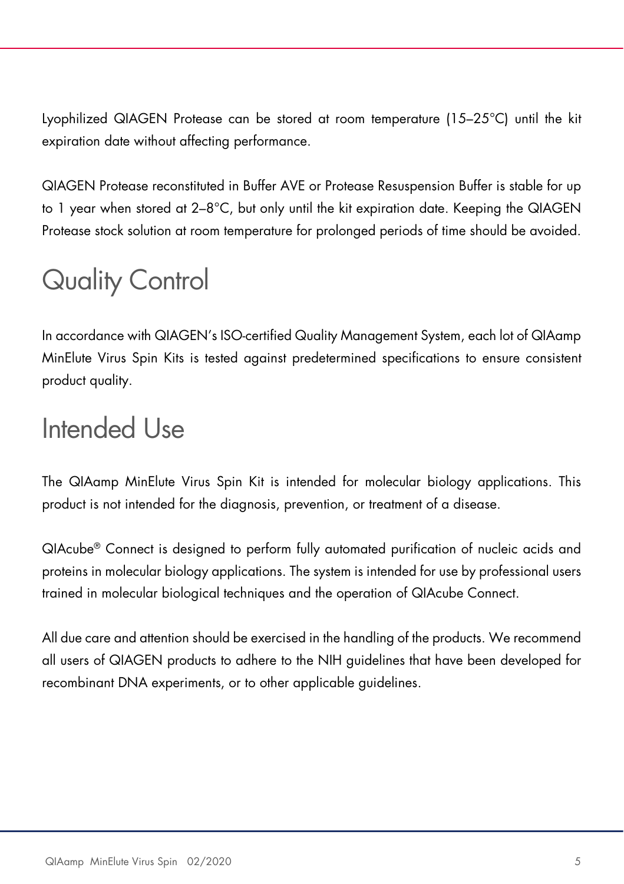Lyophilized QIAGEN Protease can be stored at room temperature (15–25°C) until the kit expiration date without affecting performance.

QIAGEN Protease reconstituted in Buffer AVE or Protease Resuspension Buffer is stable for up to 1 year when stored at 2–8°C, but only until the kit expiration date. Keeping the QIAGEN Protease stock solution at room temperature for prolonged periods of time should be avoided.

# Quality Control

In accordance with QIAGEN's ISO-certified Quality Management System, each lot of QIAamp MinElute Virus Spin Kits is tested against predetermined specifications to ensure consistent product quality.

# Intended Use

The QIAamp MinElute Virus Spin Kit is intended for molecular biology applications. This product is not intended for the diagnosis, prevention, or treatment of a disease.

QIAcube® Connect is designed to perform fully automated purification of nucleic acids and proteins in molecular biology applications. The system is intended for use by professional users trained in molecular biological techniques and the operation of QIAcube Connect.

All due care and attention should be exercised in the handling of the products. We recommend all users of QIAGEN products to adhere to the NIH guidelines that have been developed for recombinant DNA experiments, or to other applicable guidelines.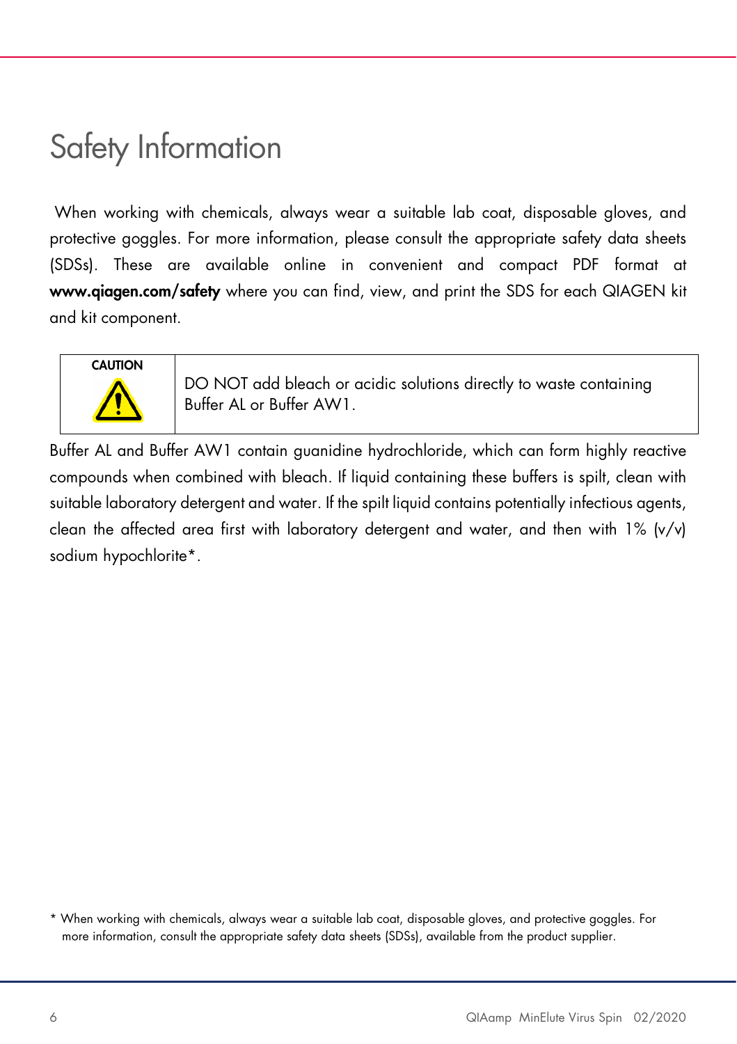# Safety Information

When working with chemicals, always wear a suitable lab coat, disposable gloves, and protective goggles. For more information, please consult the appropriate safety data sheets (SDSs). These are available online in convenient and compact PDF format at **www.qiagen.com/safety** where you can find, view, and print the SDS for each QIAGEN kit and kit component.

| CAUTION | DO NOT add bleach or acidic solutions directly to waste containing Buffer AL or Buffer AW1. |
|---|---|

Buffer AL and Buffer AW1 contain guanidine hydrochloride, which can form highly reactive compounds when combined with bleach. If liquid containing these buffers is spilt, clean with suitable laboratory detergent and water. If the spilt liquid contains potentially infectious agents, clean the affected area first with laboratory detergent and water, and then with 1% (v/v) sodium hypochlorite*.

\* When working with chemicals, always wear a suitable lab coat, disposable gloves, and protective goggles. For more information, consult the appropriate safety data sheets (SDSs), available from the product supplier.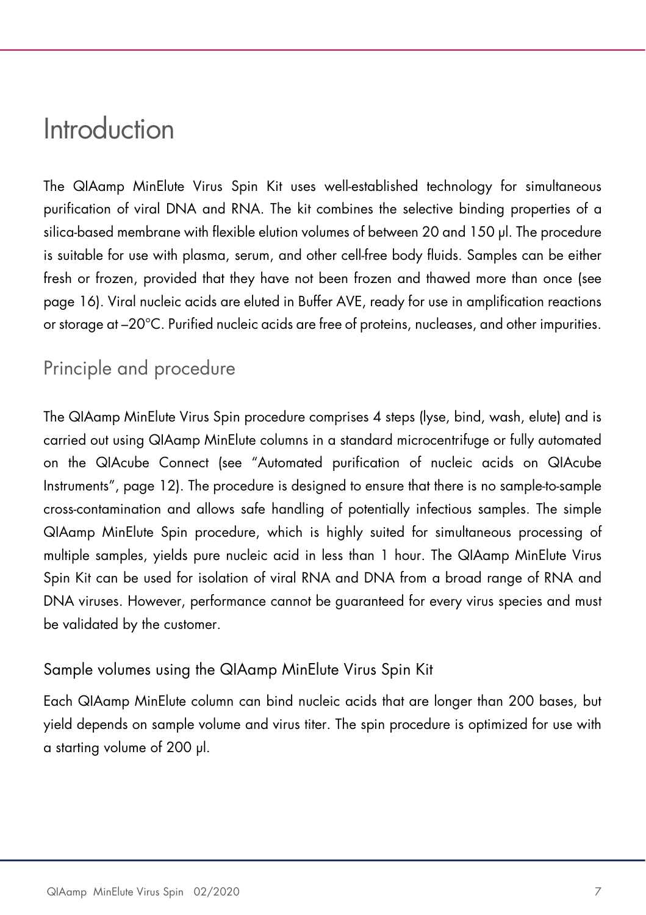# Introduction

The QIAamp MinElute Virus Spin Kit uses well-established technology for simultaneous purification of viral DNA and RNA. The kit combines the selective binding properties of a silica-based membrane with flexible elution volumes of between 20 and 150 µl. The procedure is suitable for use with plasma, serum, and other cell-free body fluids. Samples can be either fresh or frozen, provided that they have not been frozen and thawed more than once (see page 16). Viral nucleic acids are eluted in Buffer AVE, ready for use in amplification reactions or storage at –20°C. Purified nucleic acids are free of proteins, nucleases, and other impurities.

## Principle and procedure

The QIAamp MinElute Virus Spin procedure comprises 4 steps (lyse, bind, wash, elute) and is carried out using QIAamp MinElute columns in a standard microcentrifuge or fully automated on the QIAcube Connect (see "Automated purification of nucleic acids on QIAcube Instruments", page 12). The procedure is designed to ensure that there is no sample-to-sample cross-contamination and allows safe handling of potentially infectious samples. The simple QIAamp MinElute Spin procedure, which is highly suited for simultaneous processing of multiple samples, yields pure nucleic acid in less than 1 hour. The QIAamp MinElute Virus Spin Kit can be used for isolation of viral RNA and DNA from a broad range of RNA and DNA viruses. However, performance cannot be guaranteed for every virus species and must be validated by the customer.

### Sample volumes using the QIAamp MinElute Virus Spin Kit

Each QIAamp MinElute column can bind nucleic acids that are longer than 200 bases, but yield depends on sample volume and virus titer. The spin procedure is optimized for use with a starting volume of 200 µl.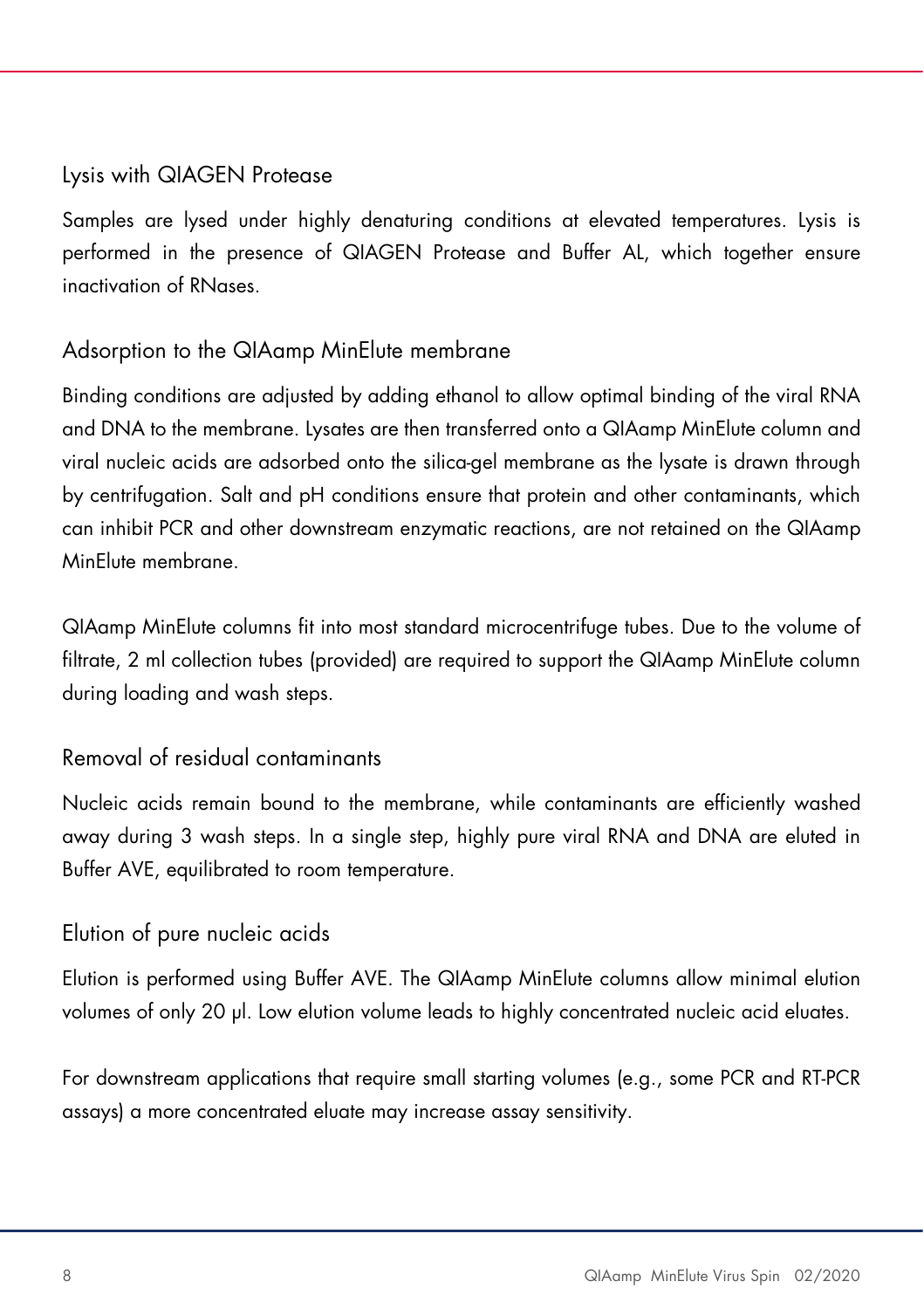### Lysis with QIAGEN Protease

Samples are lysed under highly denaturing conditions at elevated temperatures. Lysis is performed in the presence of QIAGEN Protease and Buffer AL, which together ensure inactivation of RNases.

### Adsorption to the QIAamp MinElute membrane

Binding conditions are adjusted by adding ethanol to allow optimal binding of the viral RNA and DNA to the membrane. Lysates are then transferred onto a QIAamp MinElute column and viral nucleic acids are adsorbed onto the silica-gel membrane as the lysate is drawn through by centrifugation. Salt and pH conditions ensure that protein and other contaminants, which can inhibit PCR and other downstream enzymatic reactions, are not retained on the QIAamp MinElute membrane.

QIAamp MinElute columns fit into most standard microcentrifuge tubes. Due to the volume of filtrate, 2 ml collection tubes (provided) are required to support the QIAamp MinElute column during loading and wash steps.

### Removal of residual contaminants

Nucleic acids remain bound to the membrane, while contaminants are efficiently washed away during 3 wash steps. In a single step, highly pure viral RNA and DNA are eluted in Buffer AVE, equilibrated to room temperature.

### Elution of pure nucleic acids

Elution is performed using Buffer AVE. The QIAamp MinElute columns allow minimal elution volumes of only 20 µl. Low elution volume leads to highly concentrated nucleic acid eluates.

For downstream applications that require small starting volumes (e.g., some PCR and RT-PCR assays) a more concentrated eluate may increase assay sensitivity.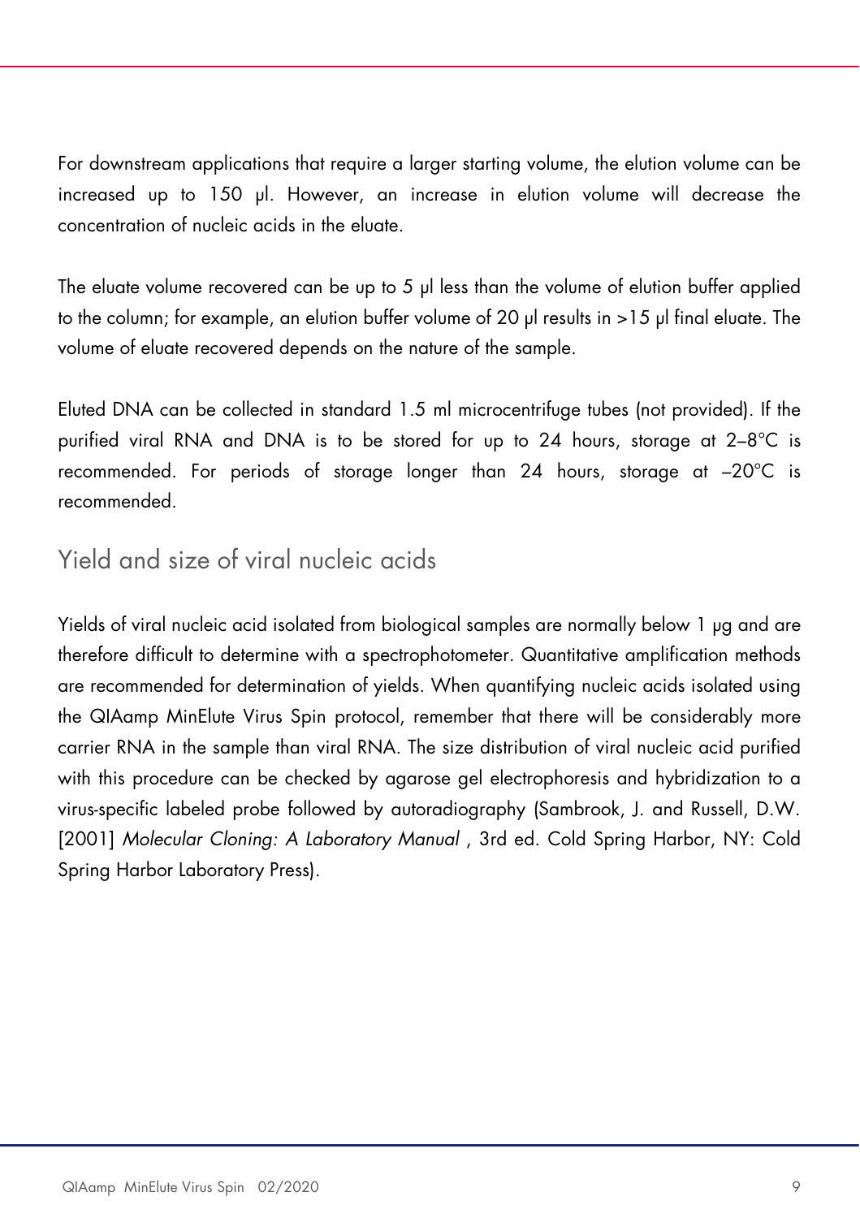For downstream applications that require a larger starting volume, the elution volume can be increased up to 150 µl. However, an increase in elution volume will decrease the concentration of nucleic acids in the eluate.

The eluate volume recovered can be up to 5 µl less than the volume of elution buffer applied to the column; for example, an elution buffer volume of 20 µl results in >15 µl final eluate. The volume of eluate recovered depends on the nature of the sample.

Eluted DNA can be collected in standard 1.5 ml microcentrifuge tubes (not provided). If the purified viral RNA and DNA is to be stored for up to 24 hours, storage at 2–8°C is recommended. For periods of storage longer than 24 hours, storage at –20°C is recommended.

## Yield and size of viral nucleic acids

Yields of viral nucleic acid isolated from biological samples are normally below 1 µg and are therefore difficult to determine with a spectrophotometer. Quantitative amplification methods are recommended for determination of yields. When quantifying nucleic acids isolated using the QIAamp MinElute Virus Spin protocol, remember that there will be considerably more carrier RNA in the sample than viral RNA. The size distribution of viral nucleic acid purified with this procedure can be checked by agarose gel electrophoresis and hybridization to a virus-specific labeled probe followed by autoradiography (Sambrook, J. and Russell, D.W. [2001] *Molecular Cloning: A Laboratory Manual* , 3rd ed. Cold Spring Harbor, NY: Cold Spring Harbor Laboratory Press).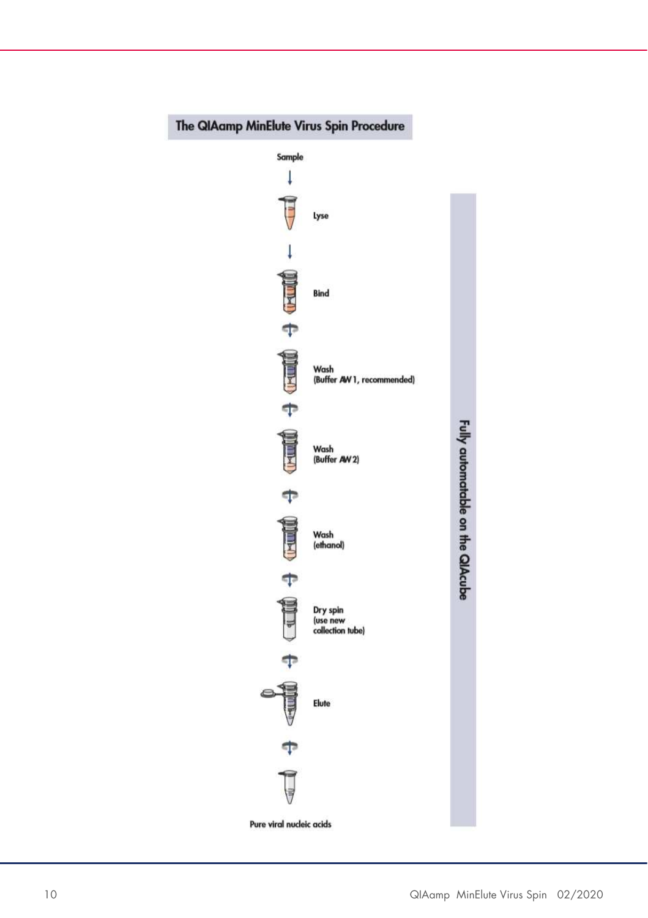## The QIAamp MinElute Virus Spin Procedure

Sample

Lyse

Bind

Wash
(Buffer AW1, recommended)

Wash
(Buffer AW2)

Wash
(ethanol)

Dry spin
(use new collection tube)

Elute

Pure viral nucleic acids

Fully automatable on the QIAcube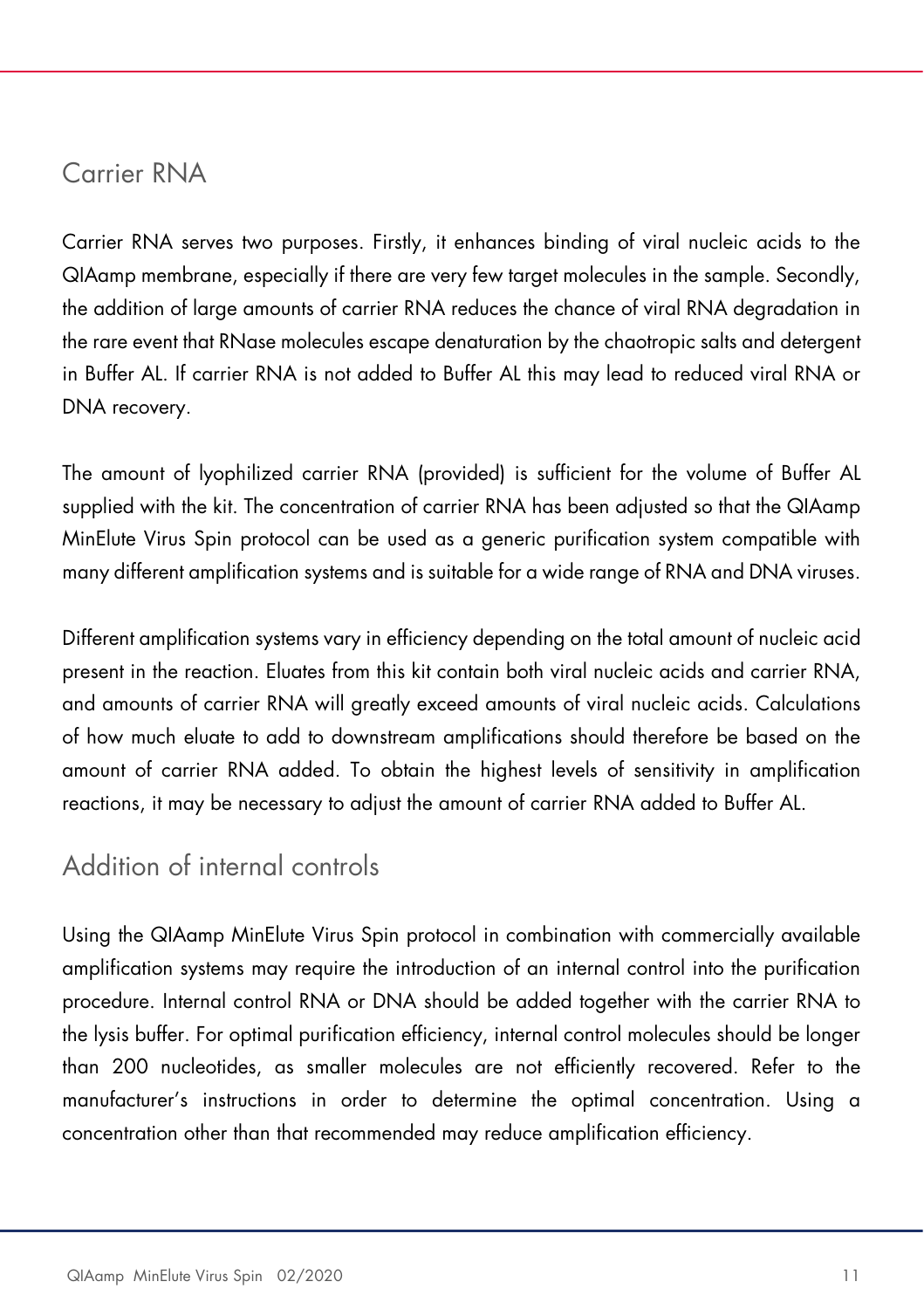## Carrier RNA

Carrier RNA serves two purposes. Firstly, it enhances binding of viral nucleic acids to the QIAamp membrane, especially if there are very few target molecules in the sample. Secondly, the addition of large amounts of carrier RNA reduces the chance of viral RNA degradation in the rare event that RNase molecules escape denaturation by the chaotropic salts and detergent in Buffer AL. If carrier RNA is not added to Buffer AL this may lead to reduced viral RNA or DNA recovery.

The amount of lyophilized carrier RNA (provided) is sufficient for the volume of Buffer AL supplied with the kit. The concentration of carrier RNA has been adjusted so that the QIAamp MinElute Virus Spin protocol can be used as a generic purification system compatible with many different amplification systems and is suitable for a wide range of RNA and DNA viruses.

Different amplification systems vary in efficiency depending on the total amount of nucleic acid present in the reaction. Eluates from this kit contain both viral nucleic acids and carrier RNA, and amounts of carrier RNA will greatly exceed amounts of viral nucleic acids. Calculations of how much eluate to add to downstream amplifications should therefore be based on the amount of carrier RNA added. To obtain the highest levels of sensitivity in amplification reactions, it may be necessary to adjust the amount of carrier RNA added to Buffer AL.

## Addition of internal controls

Using the QIAamp MinElute Virus Spin protocol in combination with commercially available amplification systems may require the introduction of an internal control into the purification procedure. Internal control RNA or DNA should be added together with the carrier RNA to the lysis buffer. For optimal purification efficiency, internal control molecules should be longer than 200 nucleotides, as smaller molecules are not efficiently recovered. Refer to the manufacturer's instructions in order to determine the optimal concentration. Using a concentration other than that recommended may reduce amplification efficiency.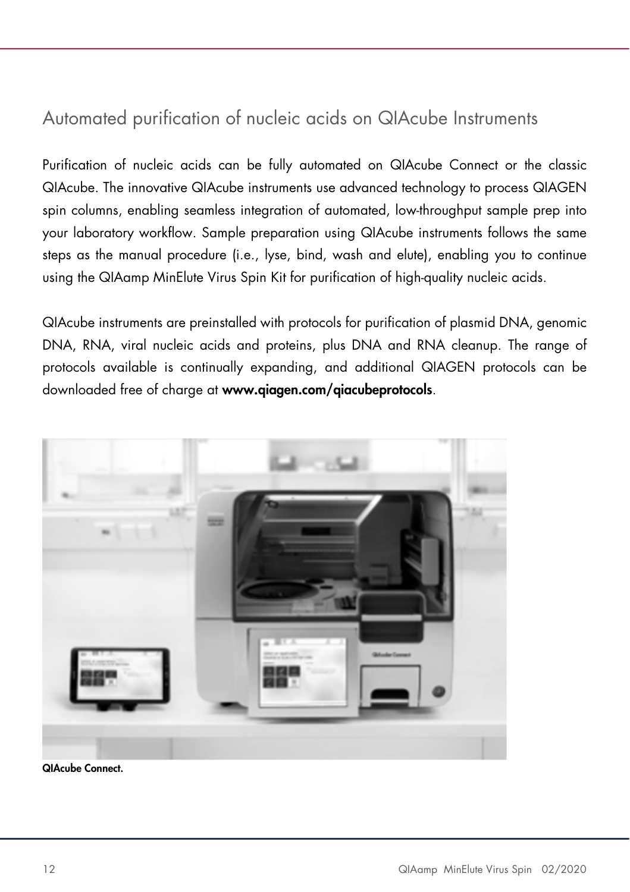## Automated purification of nucleic acids on QIAcube Instruments

Purification of nucleic acids can be fully automated on QIAcube Connect or the classic QIAcube. The innovative QIAcube instruments use advanced technology to process QIAGEN spin columns, enabling seamless integration of automated, low-throughput sample prep into your laboratory workflow. Sample preparation using QIAcube instruments follows the same steps as the manual procedure (i.e., lyse, bind, wash and elute), enabling you to continue using the QIAamp MinElute Virus Spin Kit for purification of high-quality nucleic acids.

QIAcube instruments are preinstalled with protocols for purification of plasmid DNA, genomic DNA, RNA, viral nucleic acids and proteins, plus DNA and RNA cleanup. The range of protocols available is continually expanding, and additional QIAGEN protocols can be downloaded free of charge at **www.qiagen.com/qiacubeprotocols**.

**QIAcube Connect.**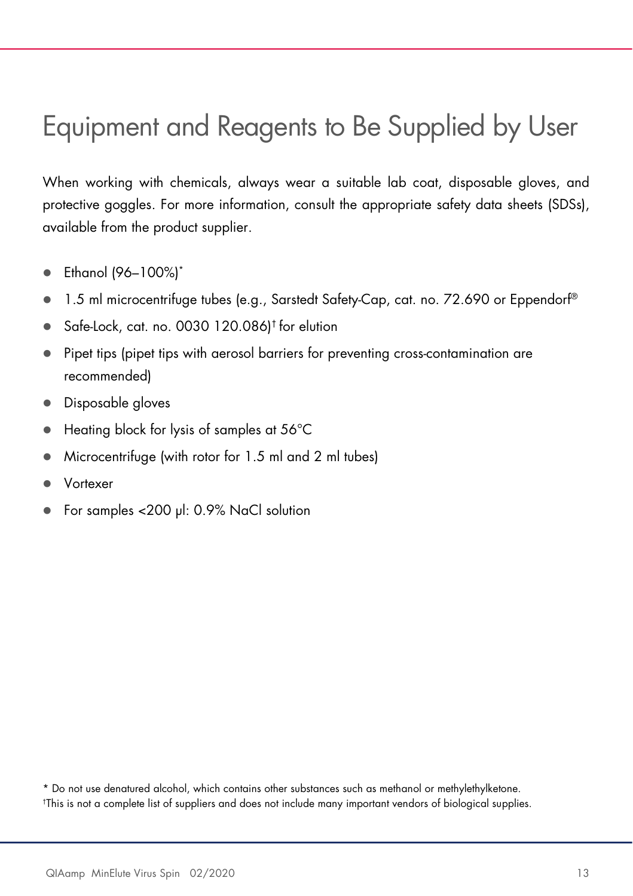# Equipment and Reagents to Be Supplied by User

When working with chemicals, always wear a suitable lab coat, disposable gloves, and protective goggles. For more information, consult the appropriate safety data sheets (SDSs), available from the product supplier.

- Ethanol (96–100%)*
- 1.5 ml microcentrifuge tubes (e.g., Sarstedt Safety-Cap, cat. no. 72.690 or Eppendorf®
- Safe-Lock, cat. no. 0030 120.086)† for elution
- Pipet tips (pipet tips with aerosol barriers for preventing cross-contamination are recommended)
- Disposable gloves
- Heating block for lysis of samples at 56°C
- Microcentrifuge (with rotor for 1.5 ml and 2 ml tubes)
- Vortexer
- For samples <200 µl: 0.9% NaCl solution

\* Do not use denatured alcohol, which contains other substances such as methanol or methylethylketone.

† This is not a complete list of suppliers and does not include many important vendors of biological supplies.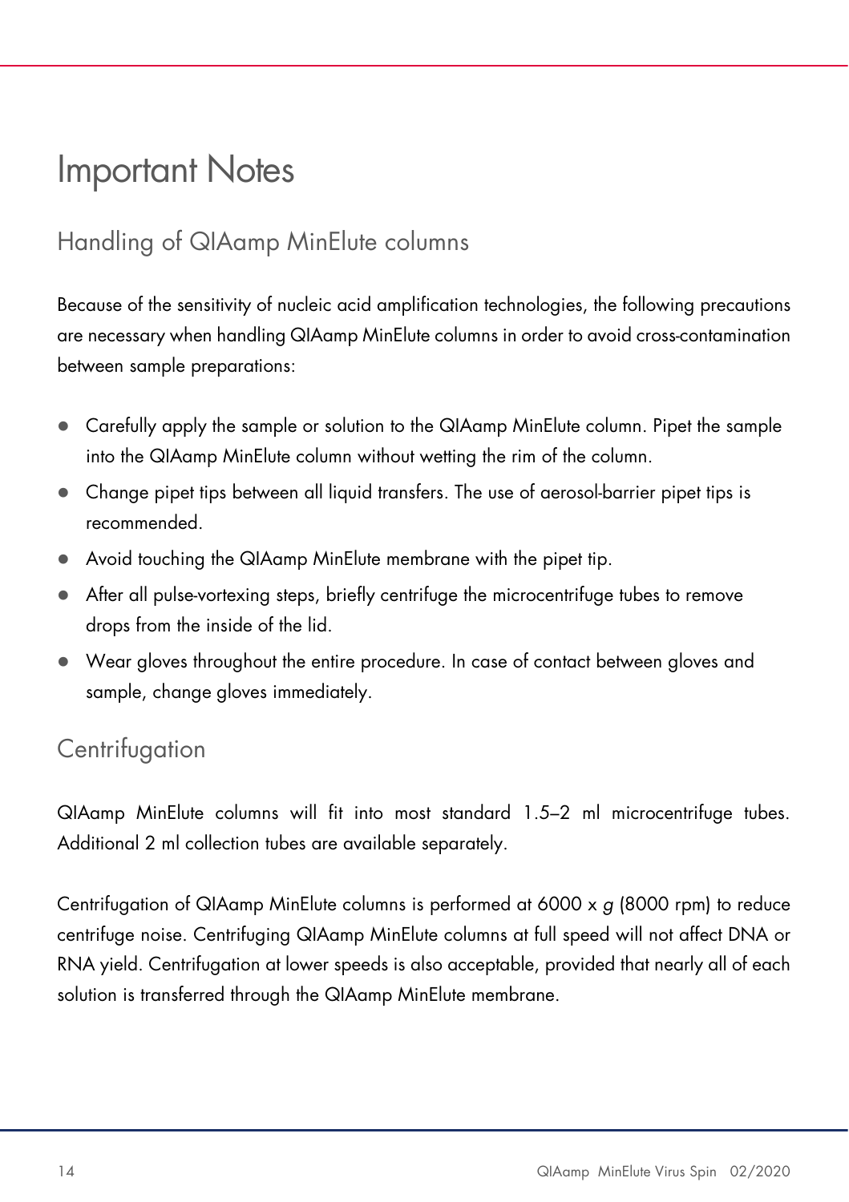# Important Notes

## Handling of QIAamp MinElute columns

Because of the sensitivity of nucleic acid amplification technologies, the following precautions are necessary when handling QIAamp MinElute columns in order to avoid cross-contamination between sample preparations:

- Carefully apply the sample or solution to the QIAamp MinElute column. Pipet the sample into the QIAamp MinElute column without wetting the rim of the column.
- Change pipet tips between all liquid transfers. The use of aerosol-barrier pipet tips is recommended.
- Avoid touching the QIAamp MinElute membrane with the pipet tip.
- After all pulse-vortexing steps, briefly centrifuge the microcentrifuge tubes to remove drops from the inside of the lid.
- Wear gloves throughout the entire procedure. In case of contact between gloves and sample, change gloves immediately.

## Centrifugation

QIAamp MinElute columns will fit into most standard 1.5–2 ml microcentrifuge tubes. Additional 2 ml collection tubes are available separately.

Centrifugation of QIAamp MinElute columns is performed at 6000 x *g* (8000 rpm) to reduce centrifuge noise. Centrifuging QIAamp MinElute columns at full speed will not affect DNA or RNA yield. Centrifugation at lower speeds is also acceptable, provided that nearly all of each solution is transferred through the QIAamp MinElute membrane.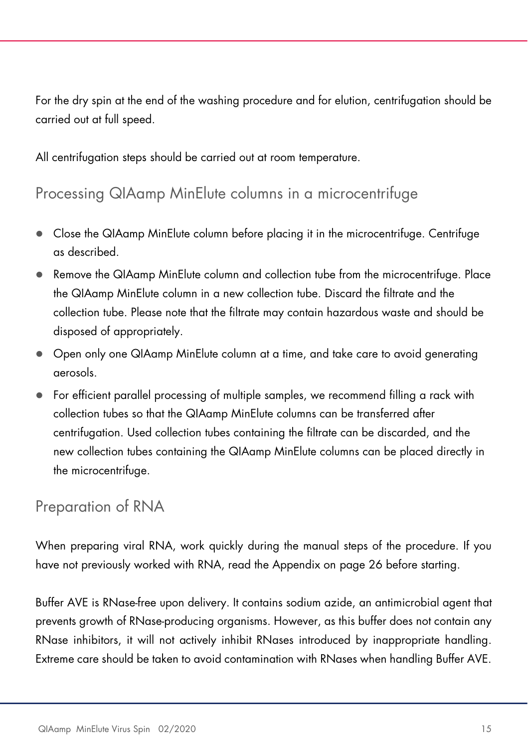For the dry spin at the end of the washing procedure and for elution, centrifugation should be carried out at full speed.

All centrifugation steps should be carried out at room temperature.

## Processing QIAamp MinElute columns in a microcentrifuge

- Close the QIAamp MinElute column before placing it in the microcentrifuge. Centrifuge as described.
- Remove the QIAamp MinElute column and collection tube from the microcentrifuge. Place the QIAamp MinElute column in a new collection tube. Discard the filtrate and the collection tube. Please note that the filtrate may contain hazardous waste and should be disposed of appropriately.
- Open only one QIAamp MinElute column at a time, and take care to avoid generating aerosols.
- For efficient parallel processing of multiple samples, we recommend filling a rack with collection tubes so that the QIAamp MinElute columns can be transferred after centrifugation. Used collection tubes containing the filtrate can be discarded, and the new collection tubes containing the QIAamp MinElute columns can be placed directly in the microcentrifuge.

## Preparation of RNA

When preparing viral RNA, work quickly during the manual steps of the procedure. If you have not previously worked with RNA, read the Appendix on page 26 before starting.

Buffer AVE is RNase-free upon delivery. It contains sodium azide, an antimicrobial agent that prevents growth of RNase-producing organisms. However, as this buffer does not contain any RNase inhibitors, it will not actively inhibit RNases introduced by inappropriate handling. Extreme care should be taken to avoid contamination with RNases when handling Buffer AVE.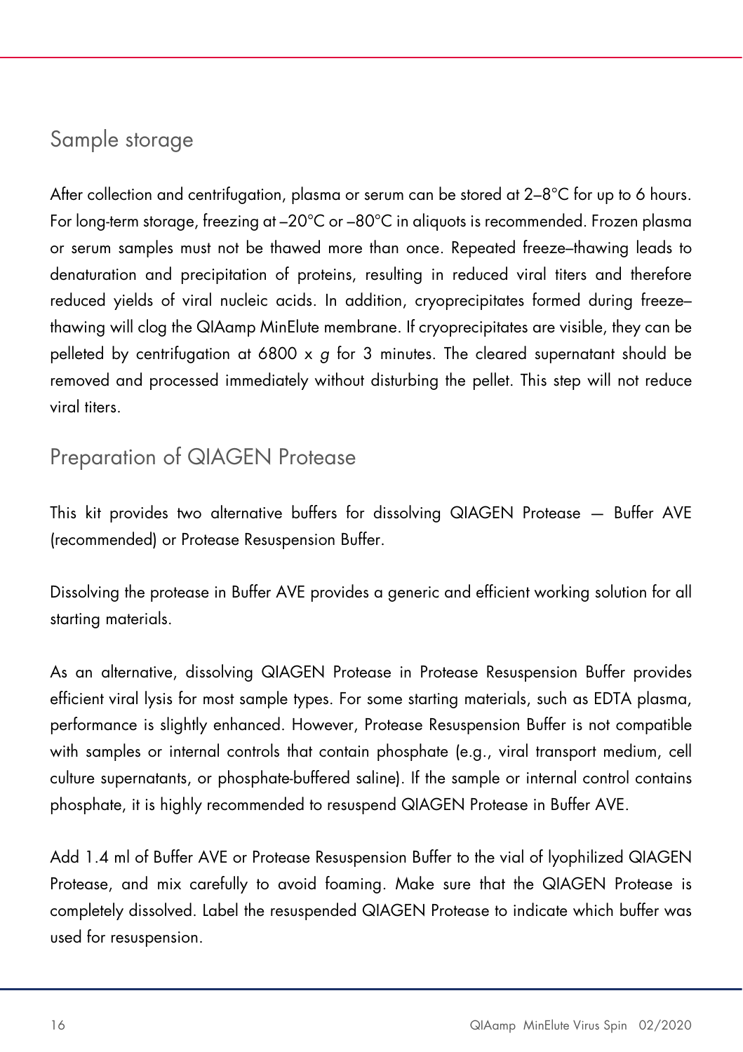## Sample storage

After collection and centrifugation, plasma or serum can be stored at 2–8°C for up to 6 hours. For long-term storage, freezing at –20°C or –80°C in aliquots is recommended. Frozen plasma or serum samples must not be thawed more than once. Repeated freeze–thawing leads to denaturation and precipitation of proteins, resulting in reduced viral titers and therefore reduced yields of viral nucleic acids. In addition, cryoprecipitates formed during freeze–thawing will clog the QIAamp MinElute membrane. If cryoprecipitates are visible, they can be pelleted by centrifugation at 6800 x *g* for 3 minutes. The cleared supernatant should be removed and processed immediately without disturbing the pellet. This step will not reduce viral titers.

## Preparation of QIAGEN Protease

This kit provides two alternative buffers for dissolving QIAGEN Protease — Buffer AVE (recommended) or Protease Resuspension Buffer.

Dissolving the protease in Buffer AVE provides a generic and efficient working solution for all starting materials.

As an alternative, dissolving QIAGEN Protease in Protease Resuspension Buffer provides efficient viral lysis for most sample types. For some starting materials, such as EDTA plasma, performance is slightly enhanced. However, Protease Resuspension Buffer is not compatible with samples or internal controls that contain phosphate (e.g., viral transport medium, cell culture supernatants, or phosphate-buffered saline). If the sample or internal control contains phosphate, it is highly recommended to resuspend QIAGEN Protease in Buffer AVE.

Add 1.4 ml of Buffer AVE or Protease Resuspension Buffer to the vial of lyophilized QIAGEN Protease, and mix carefully to avoid foaming. Make sure that the QIAGEN Protease is completely dissolved. Label the resuspended QIAGEN Protease to indicate which buffer was used for resuspension.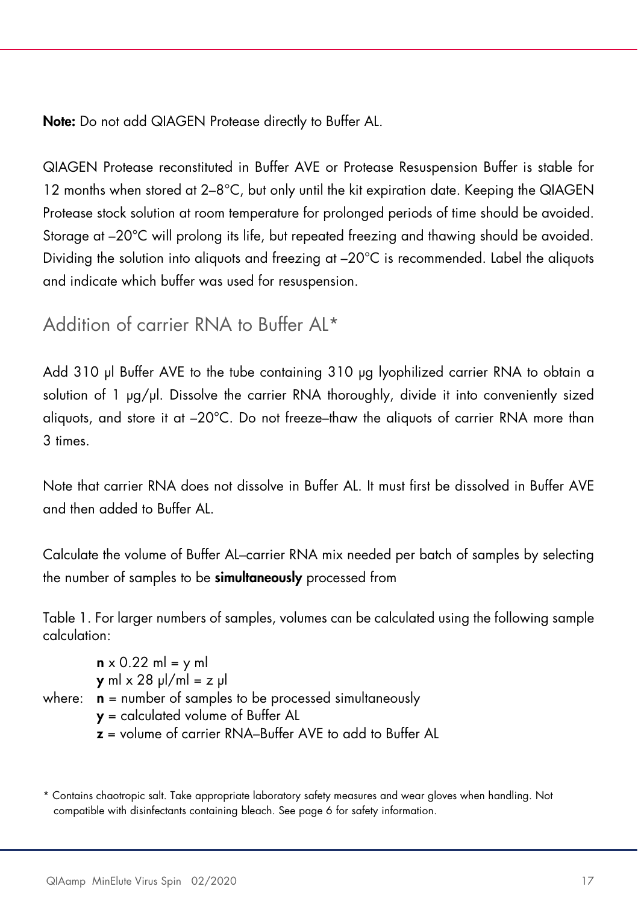**Note:** Do not add QIAGEN Protease directly to Buffer AL.

QIAGEN Protease reconstituted in Buffer AVE or Protease Resuspension Buffer is stable for 12 months when stored at 2–8°C, but only until the kit expiration date. Keeping the QIAGEN Protease stock solution at room temperature for prolonged periods of time should be avoided. Storage at –20°C will prolong its life, but repeated freezing and thawing should be avoided. Dividing the solution into aliquots and freezing at –20°C is recommended. Label the aliquots and indicate which buffer was used for resuspension.

## Addition of carrier RNA to Buffer AL*

Add 310 µl Buffer AVE to the tube containing 310 µg lyophilized carrier RNA to obtain a solution of 1 µg/µl. Dissolve the carrier RNA thoroughly, divide it into conveniently sized aliquots, and store it at –20°C. Do not freeze–thaw the aliquots of carrier RNA more than 3 times.

Note that carrier RNA does not dissolve in Buffer AL. It must first be dissolved in Buffer AVE and then added to Buffer AL.

Calculate the volume of Buffer AL–carrier RNA mix needed per batch of samples by selecting the number of samples to be **simultaneously** processed from

Table 1. For larger numbers of samples, volumes can be calculated using the following sample calculation:

$\mathbf{n} \times 0.22 \text{ ml} = \text{y ml}$

$\mathbf{y} \text{ ml} \times 28 \text{ µl/ml} = \text{z µl}$

where: **n** = number of samples to be processed simultaneously

**y** = calculated volume of Buffer AL

**z** = volume of carrier RNA–Buffer AVE to add to Buffer AL

\* Contains chaotropic salt. Take appropriate laboratory safety measures and wear gloves when handling. Not compatible with disinfectants containing bleach. See page 6 for safety information.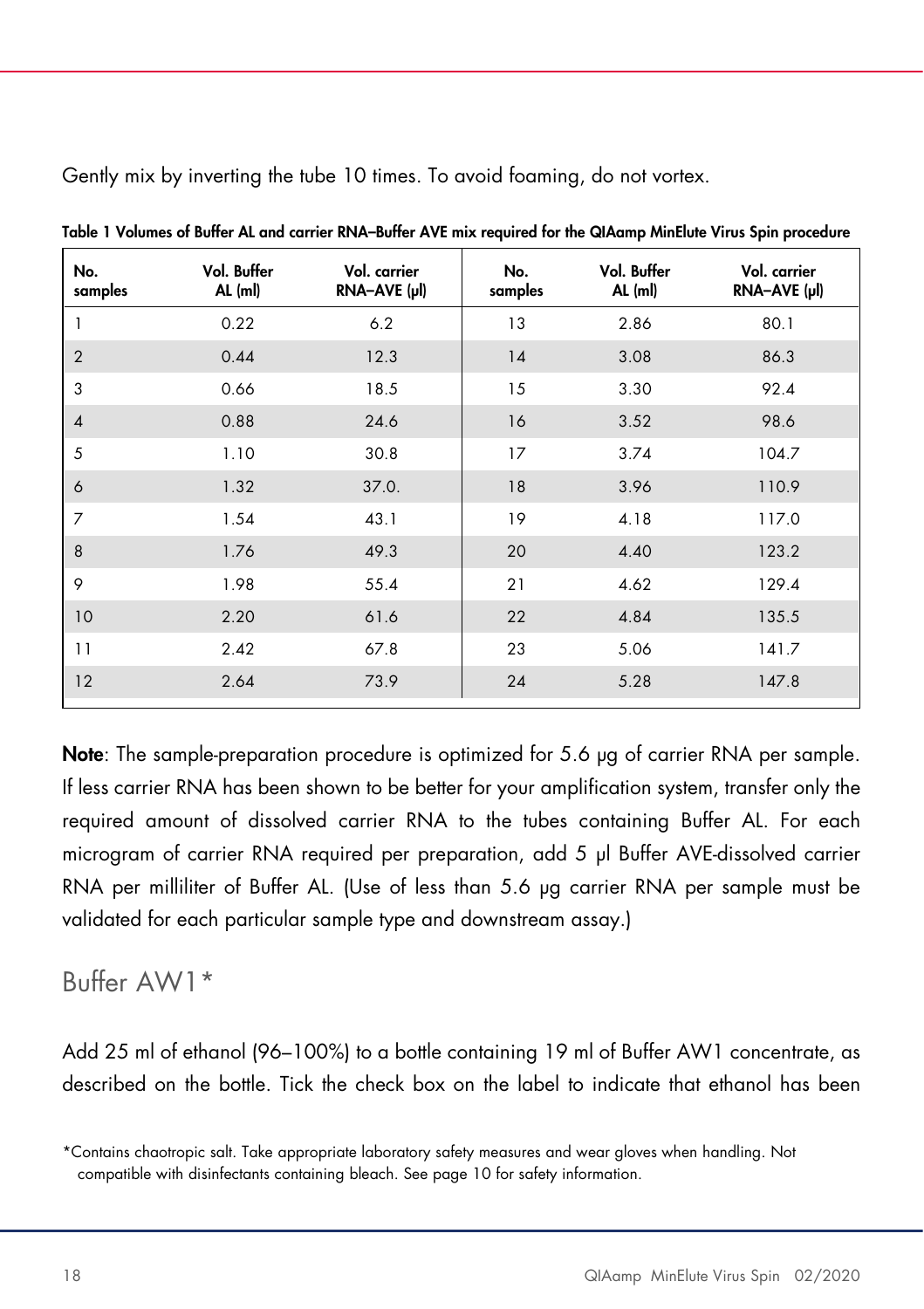Gently mix by inverting the tube 10 times. To avoid foaming, do not vortex.

**Table 1 Volumes of Buffer AL and carrier RNA–Buffer AVE mix required for the QIAamp MinElute Virus Spin procedure**

| No. samples | Vol. Buffer AL (ml) | Vol. carrier RNA–AVE (µl) | No. samples | Vol. Buffer AL (ml) | Vol. carrier RNA–AVE (µl) |
|---|---|---|---|---|---|
| 1 | 0.22 | 6.2 | 13 | 2.86 | 80.1 |
| 2 | 0.44 | 12.3 | 14 | 3.08 | 86.3 |
| 3 | 0.66 | 18.5 | 15 | 3.30 | 92.4 |
| 4 | 0.88 | 24.6 | 16 | 3.52 | 98.6 |
| 5 | 1.10 | 30.8 | 17 | 3.74 | 104.7 |
| 6 | 1.32 | 37.0. | 18 | 3.96 | 110.9 |
| 7 | 1.54 | 43.1 | 19 | 4.18 | 117.0 |
| 8 | 1.76 | 49.3 | 20 | 4.40 | 123.2 |
| 9 | 1.98 | 55.4 | 21 | 4.62 | 129.4 |
| 10 | 2.20 | 61.6 | 22 | 4.84 | 135.5 |
| 11 | 2.42 | 67.8 | 23 | 5.06 | 141.7 |
| 12 | 2.64 | 73.9 | 24 | 5.28 | 147.8 |

**Note**: The sample-preparation procedure is optimized for 5.6 µg of carrier RNA per sample. If less carrier RNA has been shown to be better for your amplification system, transfer only the required amount of dissolved carrier RNA to the tubes containing Buffer AL. For each microgram of carrier RNA required per preparation, add 5 µl Buffer AVE-dissolved carrier RNA per milliliter of Buffer AL. (Use of less than 5.6 µg carrier RNA per sample must be validated for each particular sample type and downstream assay.)

## Buffer AW1*

Add 25 ml of ethanol (96–100%) to a bottle containing 19 ml of Buffer AW1 concentrate, as described on the bottle. Tick the check box on the label to indicate that ethanol has been

*Contains chaotropic salt. Take appropriate laboratory safety measures and wear gloves when handling. Not compatible with disinfectants containing bleach. See page 10 for safety information.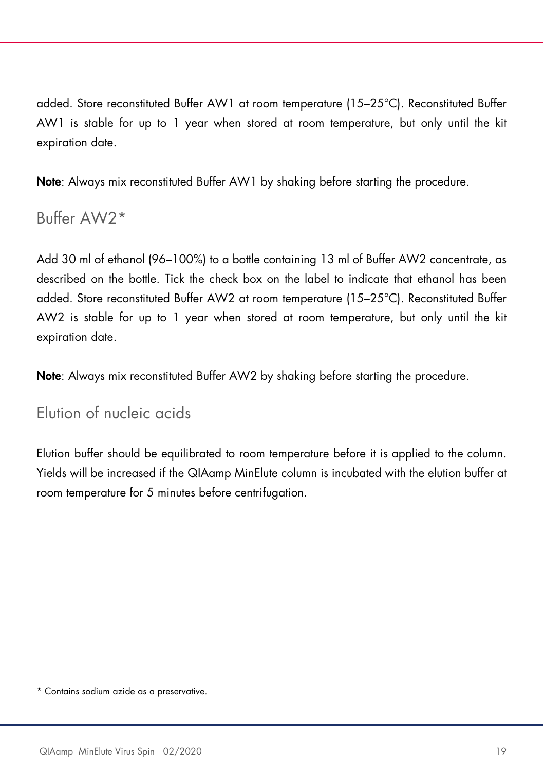added. Store reconstituted Buffer AW1 at room temperature (15–25°C). Reconstituted Buffer AW1 is stable for up to 1 year when stored at room temperature, but only until the kit expiration date.

**Note**: Always mix reconstituted Buffer AW1 by shaking before starting the procedure.

## Buffer AW2*

Add 30 ml of ethanol (96–100%) to a bottle containing 13 ml of Buffer AW2 concentrate, as described on the bottle. Tick the check box on the label to indicate that ethanol has been added. Store reconstituted Buffer AW2 at room temperature (15–25°C). Reconstituted Buffer AW2 is stable for up to 1 year when stored at room temperature, but only until the kit expiration date.

**Note**: Always mix reconstituted Buffer AW2 by shaking before starting the procedure.

## Elution of nucleic acids

Elution buffer should be equilibrated to room temperature before it is applied to the column. Yields will be increased if the QIAamp MinElute column is incubated with the elution buffer at room temperature for 5 minutes before centrifugation.

* Contains sodium azide as a preservative.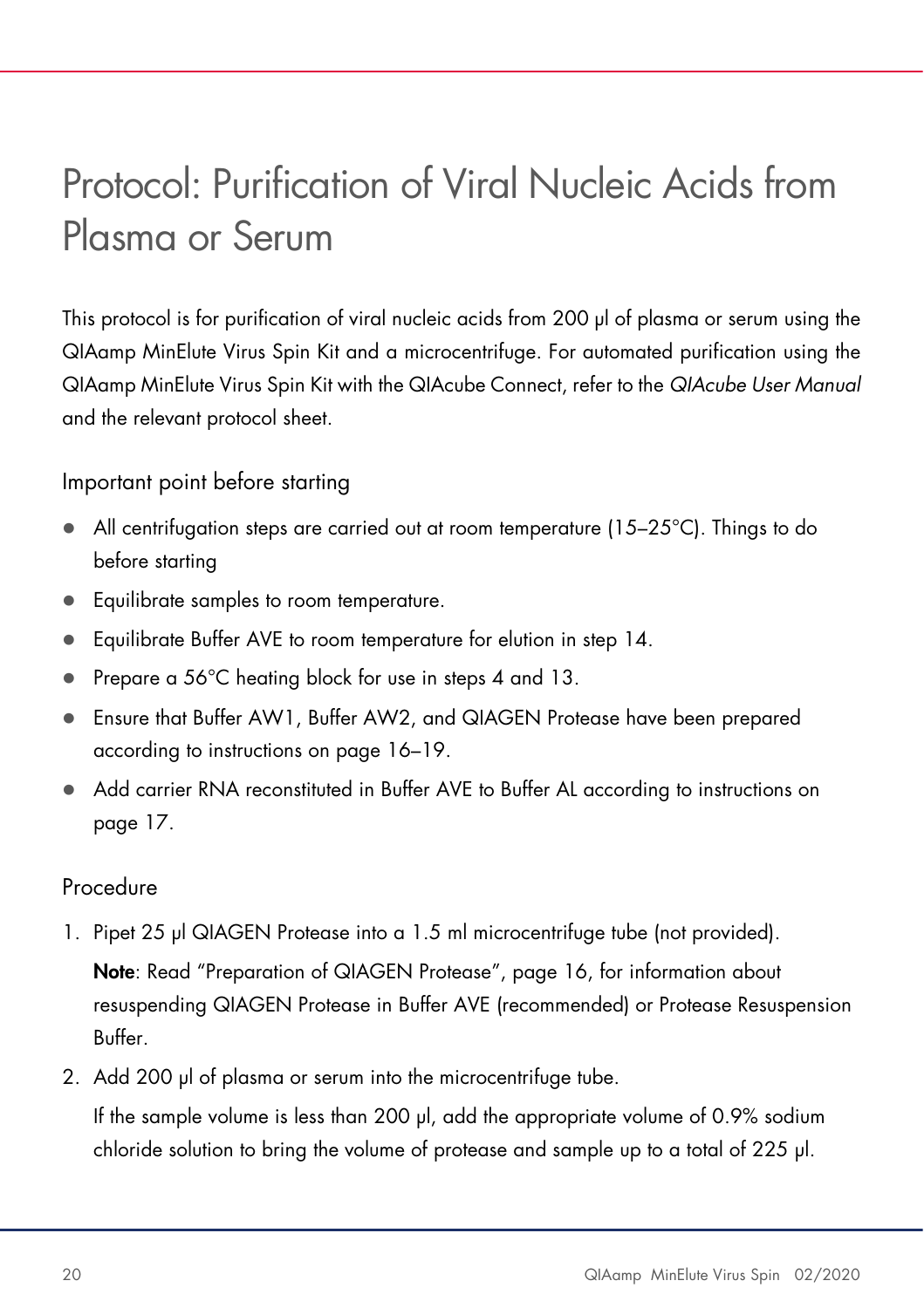# Protocol: Purification of Viral Nucleic Acids from Plasma or Serum

This protocol is for purification of viral nucleic acids from 200 µl of plasma or serum using the QIAamp MinElute Virus Spin Kit and a microcentrifuge. For automated purification using the QIAamp MinElute Virus Spin Kit with the QIAcube Connect, refer to the *QIAcube User Manual* and the relevant protocol sheet.

## Important point before starting

- All centrifugation steps are carried out at room temperature (15–25°C). Things to do before starting
- Equilibrate samples to room temperature.
- Equilibrate Buffer AVE to room temperature for elution in step 14.
- Prepare a 56°C heating block for use in steps 4 and 13.
- Ensure that Buffer AW1, Buffer AW2, and QIAGEN Protease have been prepared according to instructions on page 16–19.
- Add carrier RNA reconstituted in Buffer AVE to Buffer AL according to instructions on page 17.

## Procedure

1. Pipet 25 µl QIAGEN Protease into a 1.5 ml microcentrifuge tube (not provided).

   **Note**: Read "Preparation of QIAGEN Protease", page 16, for information about resuspending QIAGEN Protease in Buffer AVE (recommended) or Protease Resuspension Buffer.

2. Add 200 µl of plasma or serum into the microcentrifuge tube.

   If the sample volume is less than 200 µl, add the appropriate volume of 0.9% sodium chloride solution to bring the volume of protease and sample up to a total of 225 µl.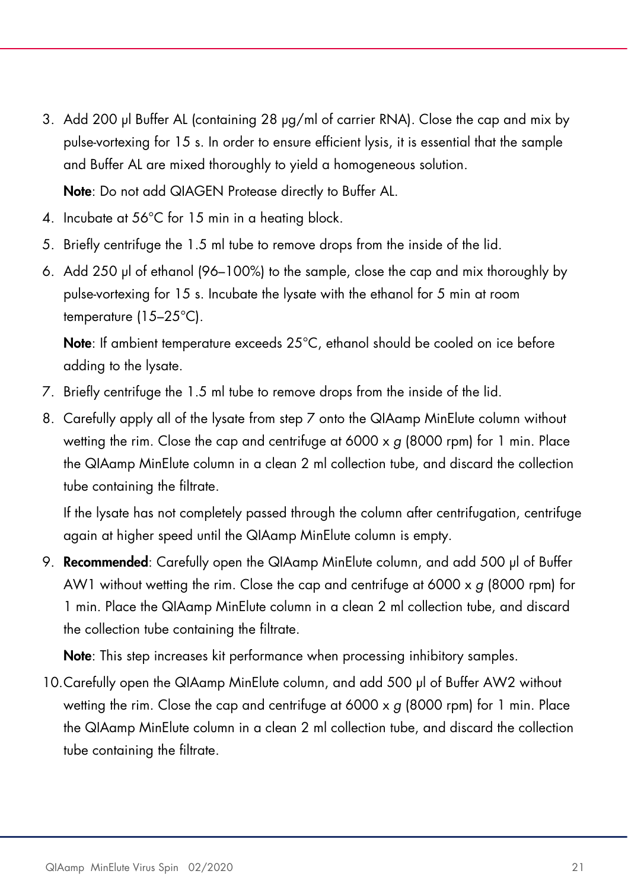3. Add 200 µl Buffer AL (containing 28 µg/ml of carrier RNA). Close the cap and mix by pulse-vortexing for 15 s. In order to ensure efficient lysis, it is essential that the sample and Buffer AL are mixed thoroughly to yield a homogeneous solution.

   **Note**: Do not add QIAGEN Protease directly to Buffer AL.

4. Incubate at 56°C for 15 min in a heating block.
5. Briefly centrifuge the 1.5 ml tube to remove drops from the inside of the lid.
6. Add 250 µl of ethanol (96–100%) to the sample, close the cap and mix thoroughly by pulse-vortexing for 15 s. Incubate the lysate with the ethanol for 5 min at room temperature (15–25°C).

   **Note**: If ambient temperature exceeds 25°C, ethanol should be cooled on ice before adding to the lysate.

7. Briefly centrifuge the 1.5 ml tube to remove drops from the inside of the lid.
8. Carefully apply all of the lysate from step 7 onto the QIAamp MinElute column without wetting the rim. Close the cap and centrifuge at 6000 x *g* (8000 rpm) for 1 min. Place the QIAamp MinElute column in a clean 2 ml collection tube, and discard the collection tube containing the filtrate.

   If the lysate has not completely passed through the column after centrifugation, centrifuge again at higher speed until the QIAamp MinElute column is empty.

9. **Recommended**: Carefully open the QIAamp MinElute column, and add 500 µl of Buffer AW1 without wetting the rim. Close the cap and centrifuge at 6000 x *g* (8000 rpm) for 1 min. Place the QIAamp MinElute column in a clean 2 ml collection tube, and discard the collection tube containing the filtrate.

   **Note**: This step increases kit performance when processing inhibitory samples.

10. Carefully open the QIAamp MinElute column, and add 500 µl of Buffer AW2 without wetting the rim. Close the cap and centrifuge at 6000 x *g* (8000 rpm) for 1 min. Place the QIAamp MinElute column in a clean 2 ml collection tube, and discard the collection tube containing the filtrate.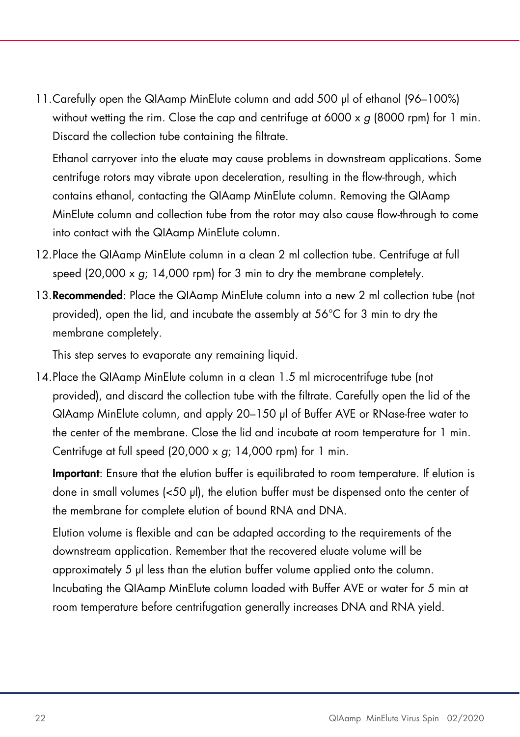11. Carefully open the QIAamp MinElute column and add 500 µl of ethanol (96–100%) without wetting the rim. Close the cap and centrifuge at 6000 x *g* (8000 rpm) for 1 min. Discard the collection tube containing the filtrate.

    Ethanol carryover into the eluate may cause problems in downstream applications. Some centrifuge rotors may vibrate upon deceleration, resulting in the flow-through, which contains ethanol, contacting the QIAamp MinElute column. Removing the QIAamp MinElute column and collection tube from the rotor may also cause flow-through to come into contact with the QIAamp MinElute column.

12. Place the QIAamp MinElute column in a clean 2 ml collection tube. Centrifuge at full speed (20,000 x *g*; 14,000 rpm) for 3 min to dry the membrane completely.

13. **Recommended**: Place the QIAamp MinElute column into a new 2 ml collection tube (not provided), open the lid, and incubate the assembly at 56°C for 3 min to dry the membrane completely.

    This step serves to evaporate any remaining liquid.

14. Place the QIAamp MinElute column in a clean 1.5 ml microcentrifuge tube (not provided), and discard the collection tube with the filtrate. Carefully open the lid of the QIAamp MinElute column, and apply 20–150 µl of Buffer AVE or RNase-free water to the center of the membrane. Close the lid and incubate at room temperature for 1 min. Centrifuge at full speed (20,000 x *g*; 14,000 rpm) for 1 min.

    **Important**: Ensure that the elution buffer is equilibrated to room temperature. If elution is done in small volumes (<50 µl), the elution buffer must be dispensed onto the center of the membrane for complete elution of bound RNA and DNA.

    Elution volume is flexible and can be adapted according to the requirements of the downstream application. Remember that the recovered eluate volume will be approximately 5 µl less than the elution buffer volume applied onto the column. Incubating the QIAamp MinElute column loaded with Buffer AVE or water for 5 min at room temperature before centrifugation generally increases DNA and RNA yield.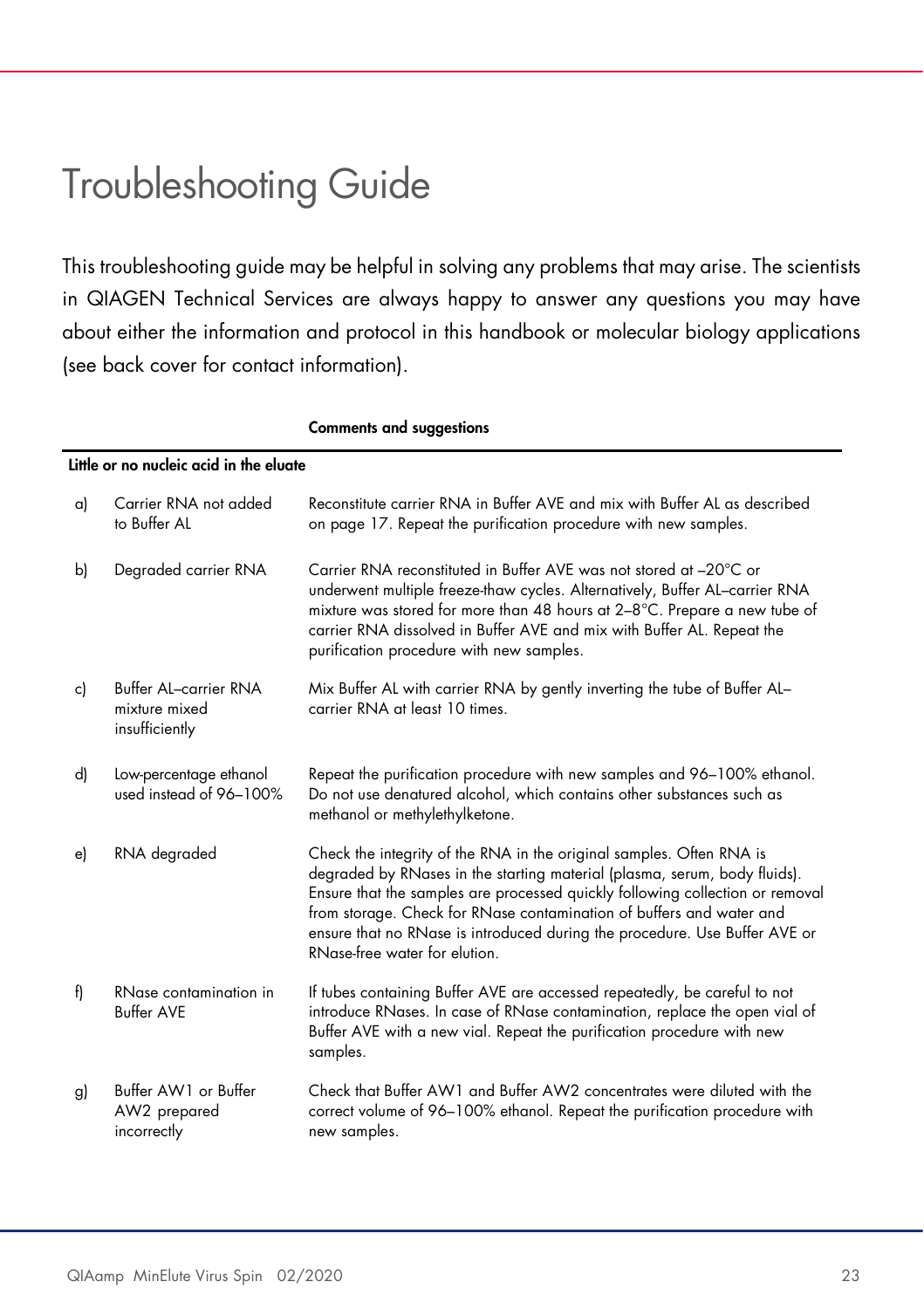# Troubleshooting Guide

This troubleshooting guide may be helpful in solving any problems that may arise. The scientists in QIAGEN Technical Services are always happy to answer any questions you may have about either the information and protocol in this handbook or molecular biology applications (see back cover for contact information).

| | | **Comments and suggestions** |
|---|---|---|
| **Little or no nucleic acid in the eluate** | | |
| a) | Carrier RNA not added to Buffer AL | Reconstitute carrier RNA in Buffer AVE and mix with Buffer AL as described on page 17. Repeat the purification procedure with new samples. |
| b) | Degraded carrier RNA | Carrier RNA reconstituted in Buffer AVE was not stored at –20°C or underwent multiple freeze-thaw cycles. Alternatively, Buffer AL–carrier RNA mixture was stored for more than 48 hours at 2–8°C. Prepare a new tube of carrier RNA dissolved in Buffer AVE and mix with Buffer AL. Repeat the purification procedure with new samples. |
| c) | Buffer AL–carrier RNA mixture mixed insufficiently | Mix Buffer AL with carrier RNA by gently inverting the tube of Buffer AL–carrier RNA at least 10 times. |
| d) | Low-percentage ethanol used instead of 96–100% | Repeat the purification procedure with new samples and 96–100% ethanol. Do not use denatured alcohol, which contains other substances such as methanol or methylethylketone. |
| e) | RNA degraded | Check the integrity of the RNA in the original samples. Often RNA is degraded by RNases in the starting material (plasma, serum, body fluids). Ensure that the samples are processed quickly following collection or removal from storage. Check for RNase contamination of buffers and water and ensure that no RNase is introduced during the procedure. Use Buffer AVE or RNase-free water for elution. |
| f) | RNase contamination in Buffer AVE | If tubes containing Buffer AVE are accessed repeatedly, be careful to not introduce RNases. In case of RNase contamination, replace the open vial of Buffer AVE with a new vial. Repeat the purification procedure with new samples. |
| g) | Buffer AW1 or Buffer AW2 prepared incorrectly | Check that Buffer AW1 and Buffer AW2 concentrates were diluted with the correct volume of 96–100% ethanol. Repeat the purification procedure with new samples. |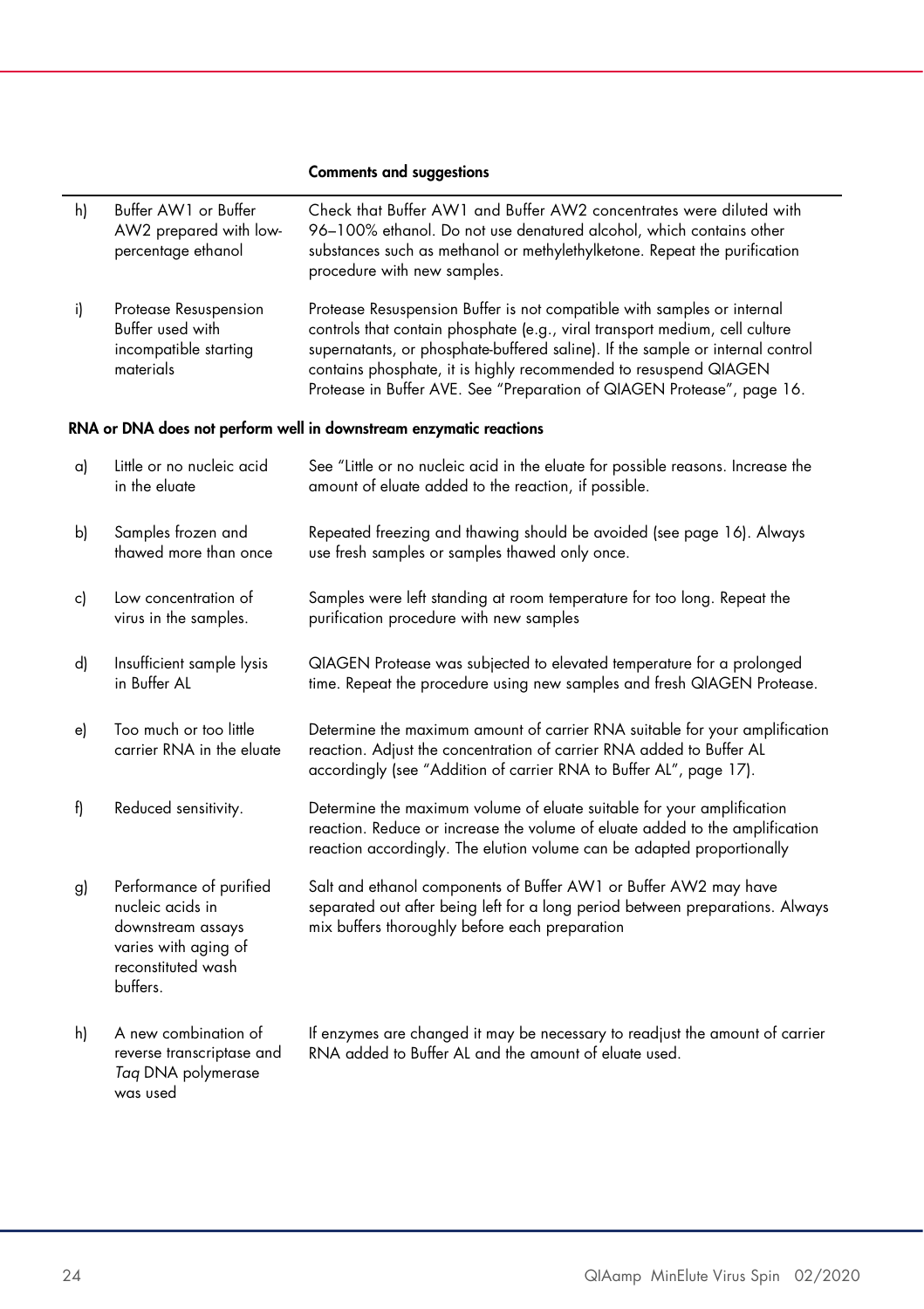| | | Comments and suggestions |
|---|---|---|
| h) | Buffer AW1 or Buffer AW2 prepared with low-percentage ethanol | Check that Buffer AW1 and Buffer AW2 concentrates were diluted with 96–100% ethanol. Do not use denatured alcohol, which contains other substances such as methanol or methylethylketone. Repeat the purification procedure with new samples. |
| i) | Protease Resuspension Buffer used with incompatible starting materials | Protease Resuspension Buffer is not compatible with samples or internal controls that contain phosphate (e.g., viral transport medium, cell culture supernatants, or phosphate-buffered saline). If the sample or internal control contains phosphate, it is highly recommended to resuspend QIAGEN Protease in Buffer AVE. See "Preparation of QIAGEN Protease", page 16. |

**RNA or DNA does not perform well in downstream enzymatic reactions**

| | | |
|---|---|---|
| a) | Little or no nucleic acid in the eluate | See "Little or no nucleic acid in the eluate for possible reasons. Increase the amount of eluate added to the reaction, if possible. |
| b) | Samples frozen and thawed more than once | Repeated freezing and thawing should be avoided (see page 16). Always use fresh samples or samples thawed only once. |
| c) | Low concentration of virus in the samples. | Samples were left standing at room temperature for too long. Repeat the purification procedure with new samples |
| d) | Insufficient sample lysis in Buffer AL | QIAGEN Protease was subjected to elevated temperature for a prolonged time. Repeat the procedure using new samples and fresh QIAGEN Protease. |
| e) | Too much or too little carrier RNA in the eluate | Determine the maximum amount of carrier RNA suitable for your amplification reaction. Adjust the concentration of carrier RNA added to Buffer AL accordingly (see "Addition of carrier RNA to Buffer AL", page 17). |
| f) | Reduced sensitivity. | Determine the maximum volume of eluate suitable for your amplification reaction. Reduce or increase the volume of eluate added to the amplification reaction accordingly. The elution volume can be adapted proportionally |
| g) | Performance of purified nucleic acids in downstream assays varies with aging of reconstituted wash buffers. | Salt and ethanol components of Buffer AW1 or Buffer AW2 may have separated out after being left for a long period between preparations. Always mix buffers thoroughly before each preparation |
| h) | A new combination of reverse transcriptase and *Taq* DNA polymerase was used | If enzymes are changed it may be necessary to readjust the amount of carrier RNA added to Buffer AL and the amount of eluate used. |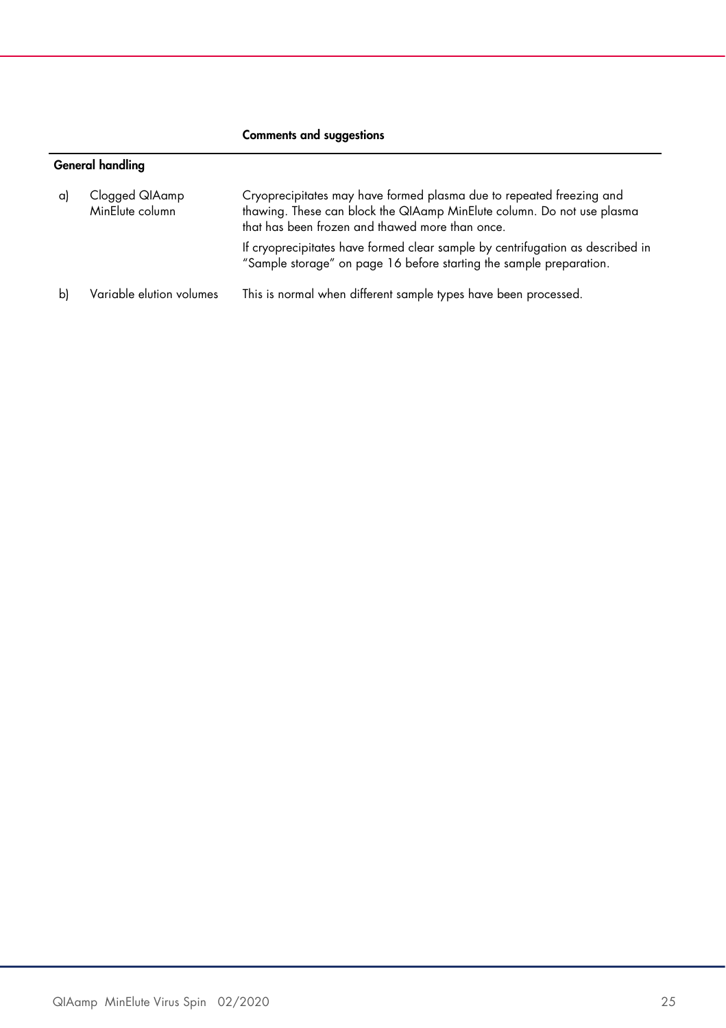| | | Comments and suggestions |
|---|---|---|
| **General handling** | | |
| a) | Clogged QIAamp MinElute column | Cryoprecipitates may have formed plasma due to repeated freezing and thawing. These can block the QIAamp MinElute column. Do not use plasma that has been frozen and thawed more than once.<br><br>If cryoprecipitates have formed clear sample by centrifugation as described in "Sample storage" on page 16 before starting the sample preparation. |
| b) | Variable elution volumes | This is normal when different sample types have been processed. |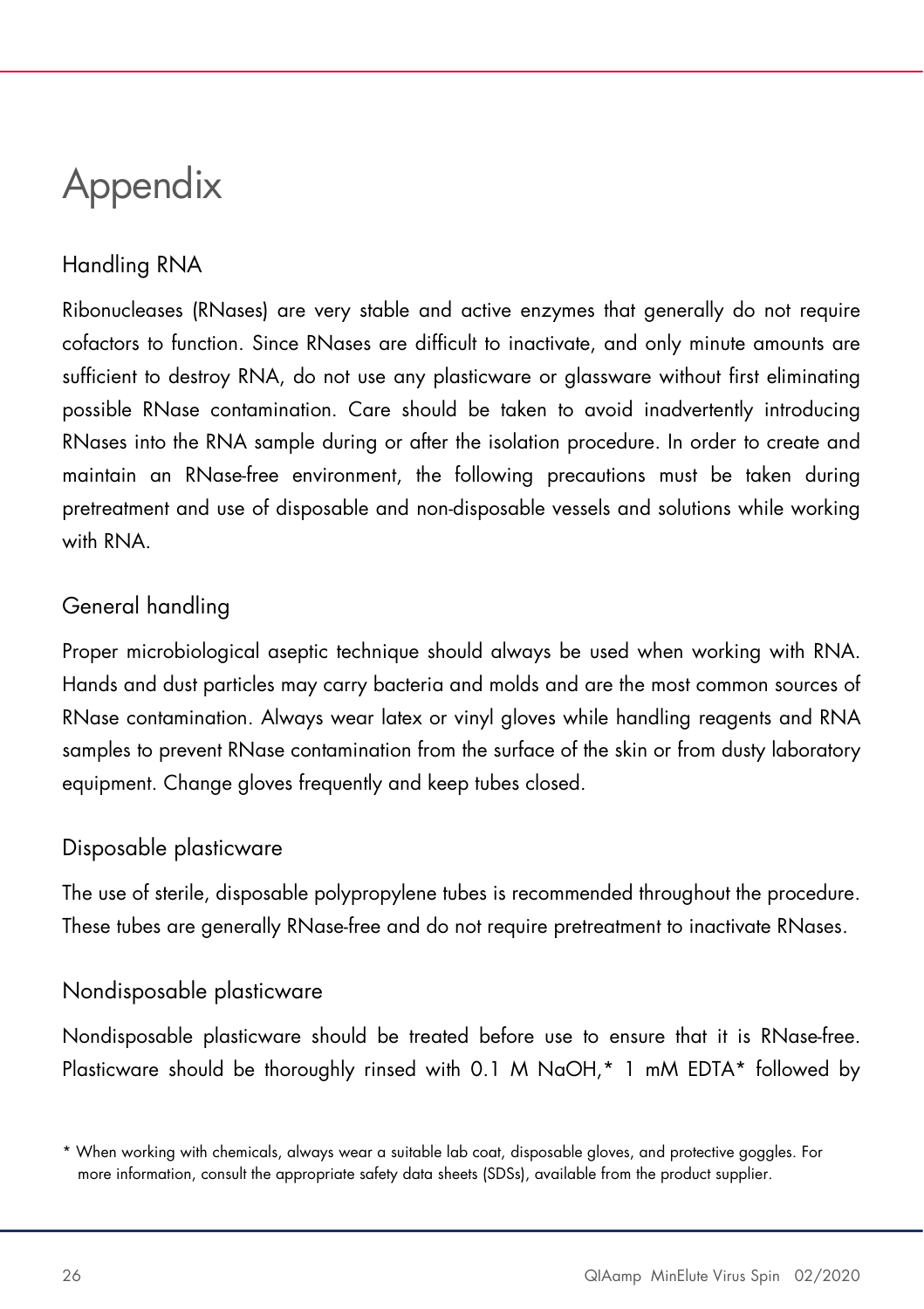# Appendix

## Handling RNA

Ribonucleases (RNases) are very stable and active enzymes that generally do not require cofactors to function. Since RNases are difficult to inactivate, and only minute amounts are sufficient to destroy RNA, do not use any plasticware or glassware without first eliminating possible RNase contamination. Care should be taken to avoid inadvertently introducing RNases into the RNA sample during or after the isolation procedure. In order to create and maintain an RNase-free environment, the following precautions must be taken during pretreatment and use of disposable and non-disposable vessels and solutions while working with RNA.

## General handling

Proper microbiological aseptic technique should always be used when working with RNA. Hands and dust particles may carry bacteria and molds and are the most common sources of RNase contamination. Always wear latex or vinyl gloves while handling reagents and RNA samples to prevent RNase contamination from the surface of the skin or from dusty laboratory equipment. Change gloves frequently and keep tubes closed.

## Disposable plasticware

The use of sterile, disposable polypropylene tubes is recommended throughout the procedure. These tubes are generally RNase-free and do not require pretreatment to inactivate RNases.

## Nondisposable plasticware

Nondisposable plasticware should be treated before use to ensure that it is RNase-free. Plasticware should be thoroughly rinsed with 0.1 M NaOH,* 1 mM EDTA* followed by

* When working with chemicals, always wear a suitable lab coat, disposable gloves, and protective goggles. For more information, consult the appropriate safety data sheets (SDSs), available from the product supplier.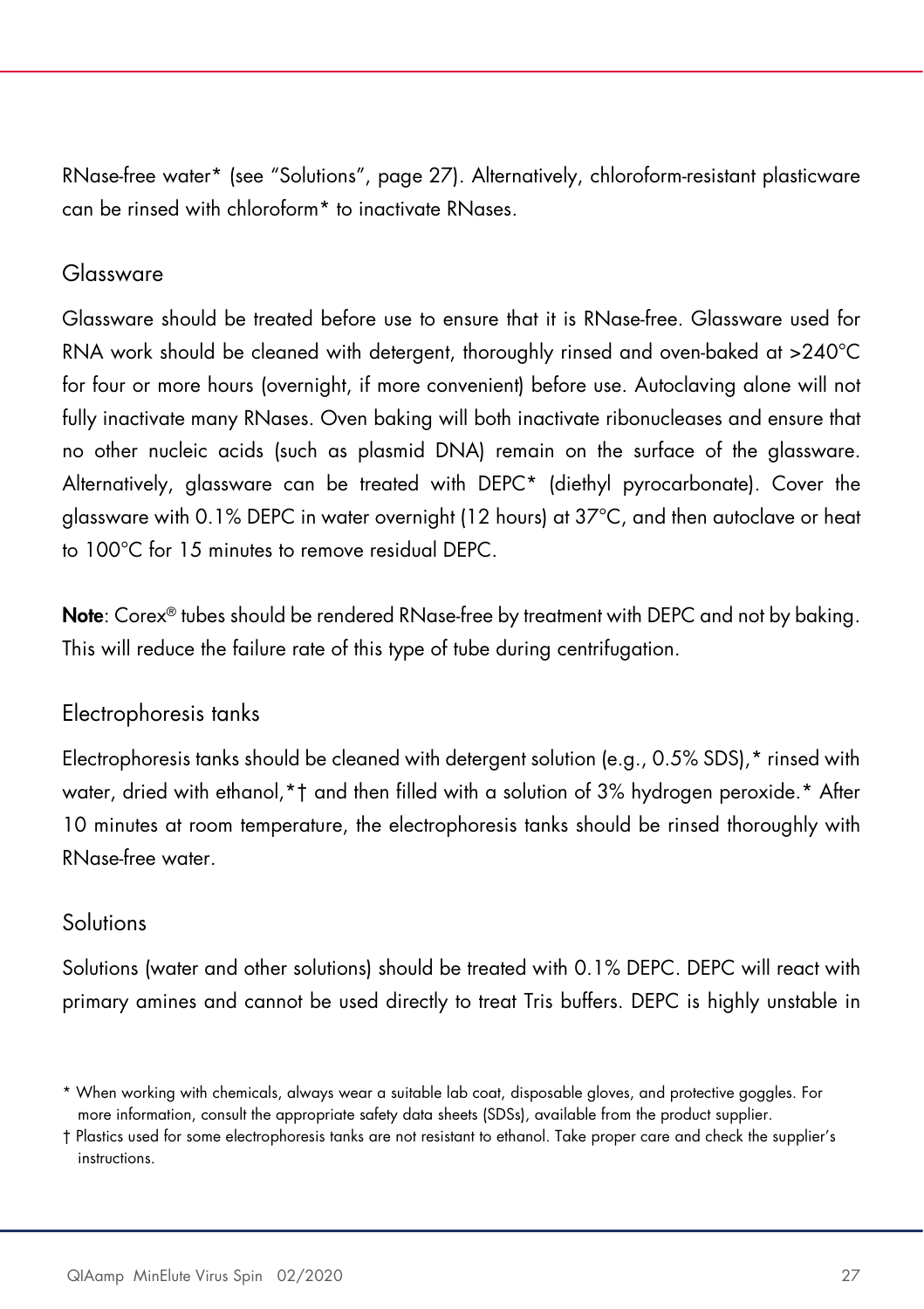RNase-free water* (see "Solutions", page 27). Alternatively, chloroform-resistant plasticware can be rinsed with chloroform* to inactivate RNases.

## Glassware

Glassware should be treated before use to ensure that it is RNase-free. Glassware used for RNA work should be cleaned with detergent, thoroughly rinsed and oven-baked at >240°C for four or more hours (overnight, if more convenient) before use. Autoclaving alone will not fully inactivate many RNases. Oven baking will both inactivate ribonucleases and ensure that no other nucleic acids (such as plasmid DNA) remain on the surface of the glassware. Alternatively, glassware can be treated with DEPC* (diethyl pyrocarbonate). Cover the glassware with 0.1% DEPC in water overnight (12 hours) at 37°C, and then autoclave or heat to 100°C for 15 minutes to remove residual DEPC.

**Note**: Corex® tubes should be rendered RNase-free by treatment with DEPC and not by baking. This will reduce the failure rate of this type of tube during centrifugation.

## Electrophoresis tanks

Electrophoresis tanks should be cleaned with detergent solution (e.g., 0.5% SDS),* rinsed with water, dried with ethanol,*† and then filled with a solution of 3% hydrogen peroxide.* After 10 minutes at room temperature, the electrophoresis tanks should be rinsed thoroughly with RNase-free water.

## Solutions

Solutions (water and other solutions) should be treated with 0.1% DEPC. DEPC will react with primary amines and cannot be used directly to treat Tris buffers. DEPC is highly unstable in

\* When working with chemicals, always wear a suitable lab coat, disposable gloves, and protective goggles. For more information, consult the appropriate safety data sheets (SDSs), available from the product supplier.

† Plastics used for some electrophoresis tanks are not resistant to ethanol. Take proper care and check the supplier's instructions.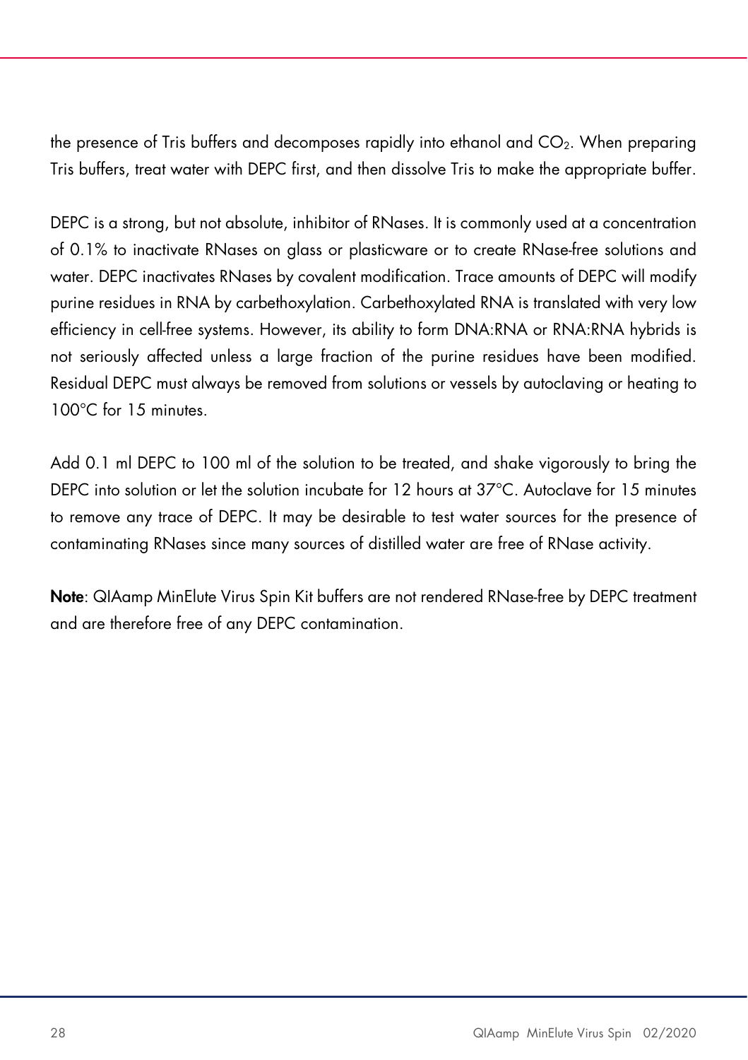the presence of Tris buffers and decomposes rapidly into ethanol and $CO_2$. When preparing Tris buffers, treat water with DEPC first, and then dissolve Tris to make the appropriate buffer.

DEPC is a strong, but not absolute, inhibitor of RNases. It is commonly used at a concentration of 0.1% to inactivate RNases on glass or plasticware or to create RNase-free solutions and water. DEPC inactivates RNases by covalent modification. Trace amounts of DEPC will modify purine residues in RNA by carbethoxylation. Carbethoxylated RNA is translated with very low efficiency in cell-free systems. However, its ability to form DNA:RNA or RNA:RNA hybrids is not seriously affected unless a large fraction of the purine residues have been modified. Residual DEPC must always be removed from solutions or vessels by autoclaving or heating to 100°C for 15 minutes.

Add 0.1 ml DEPC to 100 ml of the solution to be treated, and shake vigorously to bring the DEPC into solution or let the solution incubate for 12 hours at 37°C. Autoclave for 15 minutes to remove any trace of DEPC. It may be desirable to test water sources for the presence of contaminating RNases since many sources of distilled water are free of RNase activity.

**Note**: QIAamp MinElute Virus Spin Kit buffers are not rendered RNase-free by DEPC treatment and are therefore free of any DEPC contamination.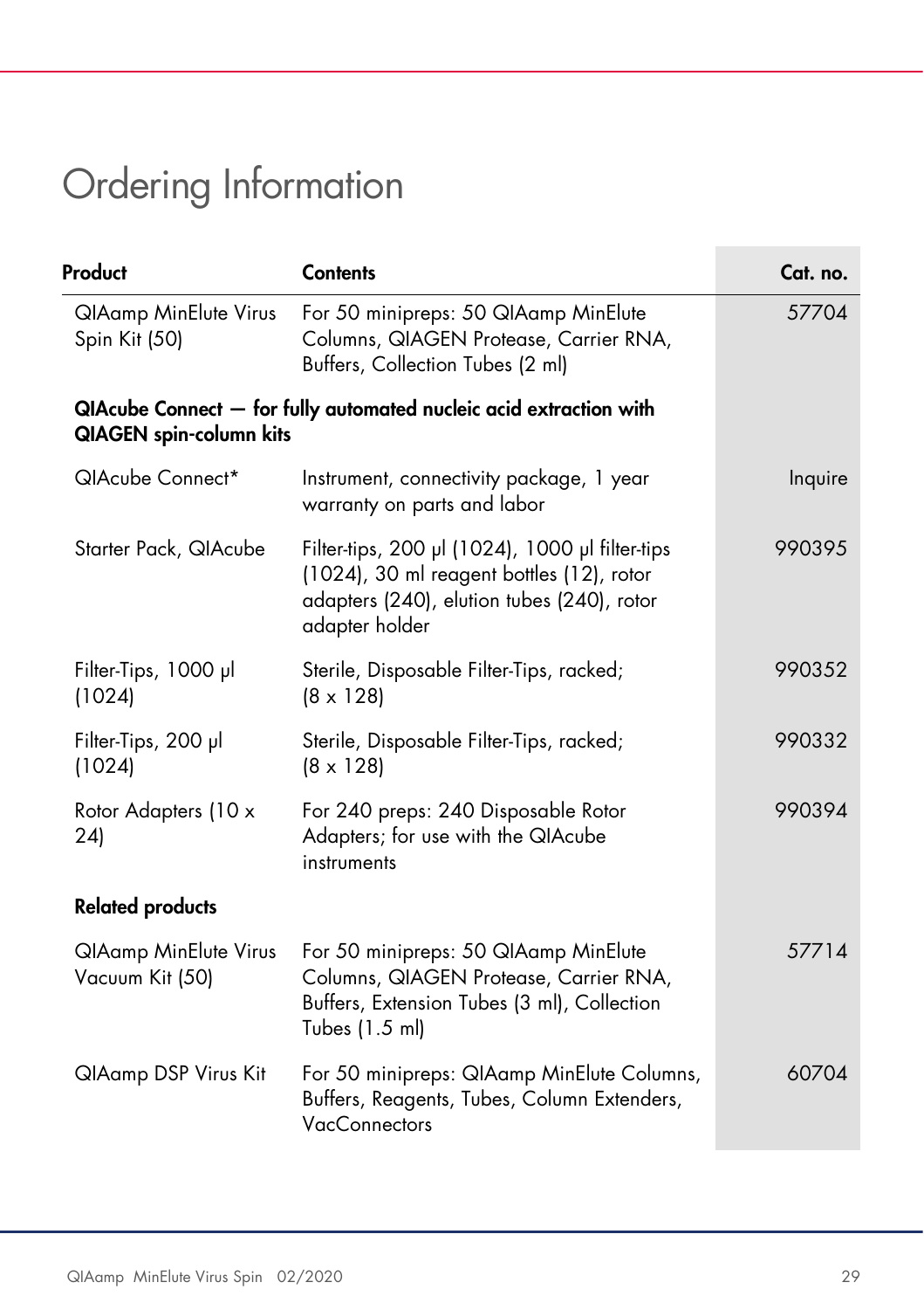# Ordering Information

| Product | Contents | Cat. no. |
|---|---|---|
| QIAamp MinElute Virus Spin Kit (50) | For 50 minipreps: 50 QIAamp MinElute Columns, QIAGEN Protease, Carrier RNA, Buffers, Collection Tubes (2 ml) | 57704 |
| **QIAcube Connect — for fully automated nucleic acid extraction with QIAGEN spin-column kits** | | |
| QIAcube Connect* | Instrument, connectivity package, 1 year warranty on parts and labor | Inquire |
| Starter Pack, QIAcube | Filter-tips, 200 µl (1024), 1000 µl filter-tips (1024), 30 ml reagent bottles (12), rotor adapters (240), elution tubes (240), rotor adapter holder | 990395 |
| Filter-Tips, 1000 µl (1024) | Sterile, Disposable Filter-Tips, racked; (8 x 128) | 990352 |
| Filter-Tips, 200 µl (1024) | Sterile, Disposable Filter-Tips, racked; (8 x 128) | 990332 |
| Rotor Adapters (10 x 24) | For 240 preps: 240 Disposable Rotor Adapters; for use with the QIAcube instruments | 990394 |
| **Related products** | | |
| QIAamp MinElute Virus Vacuum Kit (50) | For 50 minipreps: 50 QIAamp MinElute Columns, QIAGEN Protease, Carrier RNA, Buffers, Extension Tubes (3 ml), Collection Tubes (1.5 ml) | 57714 |
| QIAamp DSP Virus Kit | For 50 minipreps: QIAamp MinElute Columns, Buffers, Reagents, Tubes, Column Extenders, VacConnectors | 60704 |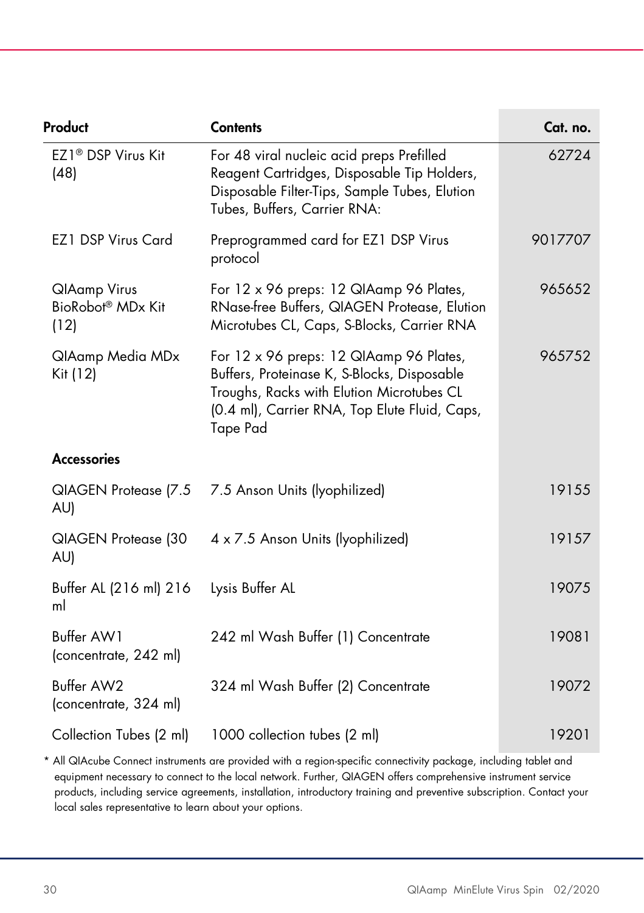| Product | Contents | Cat. no. |
|---|---|---|
| EZ1® DSP Virus Kit (48) | For 48 viral nucleic acid preps Prefilled Reagent Cartridges, Disposable Tip Holders, Disposable Filter-Tips, Sample Tubes, Elution Tubes, Buffers, Carrier RNA: | 62724 |
| EZ1 DSP Virus Card | Preprogrammed card for EZ1 DSP Virus protocol | 9017707 |
| QIAamp Virus BioRobot® MDx Kit (12) | For 12 x 96 preps: 12 QIAamp 96 Plates, RNase-free Buffers, QIAGEN Protease, Elution Microtubes CL, Caps, S-Blocks, Carrier RNA | 965652 |
| QIAamp Media MDx Kit (12) | For 12 x 96 preps: 12 QIAamp 96 Plates, Buffers, Proteinase K, S-Blocks, Disposable Troughs, Racks with Elution Microtubes CL (0.4 ml), Carrier RNA, Top Elute Fluid, Caps, Tape Pad | 965752 |
| **Accessories** | | |
| QIAGEN Protease (7.5 AU) | 7.5 Anson Units (lyophilized) | 19155 |
| QIAGEN Protease (30 AU) | 4 x 7.5 Anson Units (lyophilized) | 19157 |
| Buffer AL (216 ml) 216 ml | Lysis Buffer AL | 19075 |
| Buffer AW1 (concentrate, 242 ml) | 242 ml Wash Buffer (1) Concentrate | 19081 |
| Buffer AW2 (concentrate, 324 ml) | 324 ml Wash Buffer (2) Concentrate | 19072 |
| Collection Tubes (2 ml) | 1000 collection tubes (2 ml) | 19201 |

* All QIAcube Connect instruments are provided with a region-specific connectivity package, including tablet and equipment necessary to connect to the local network. Further, QIAGEN offers comprehensive instrument service products, including service agreements, installation, introductory training and preventive subscription. Contact your local sales representative to learn about your options.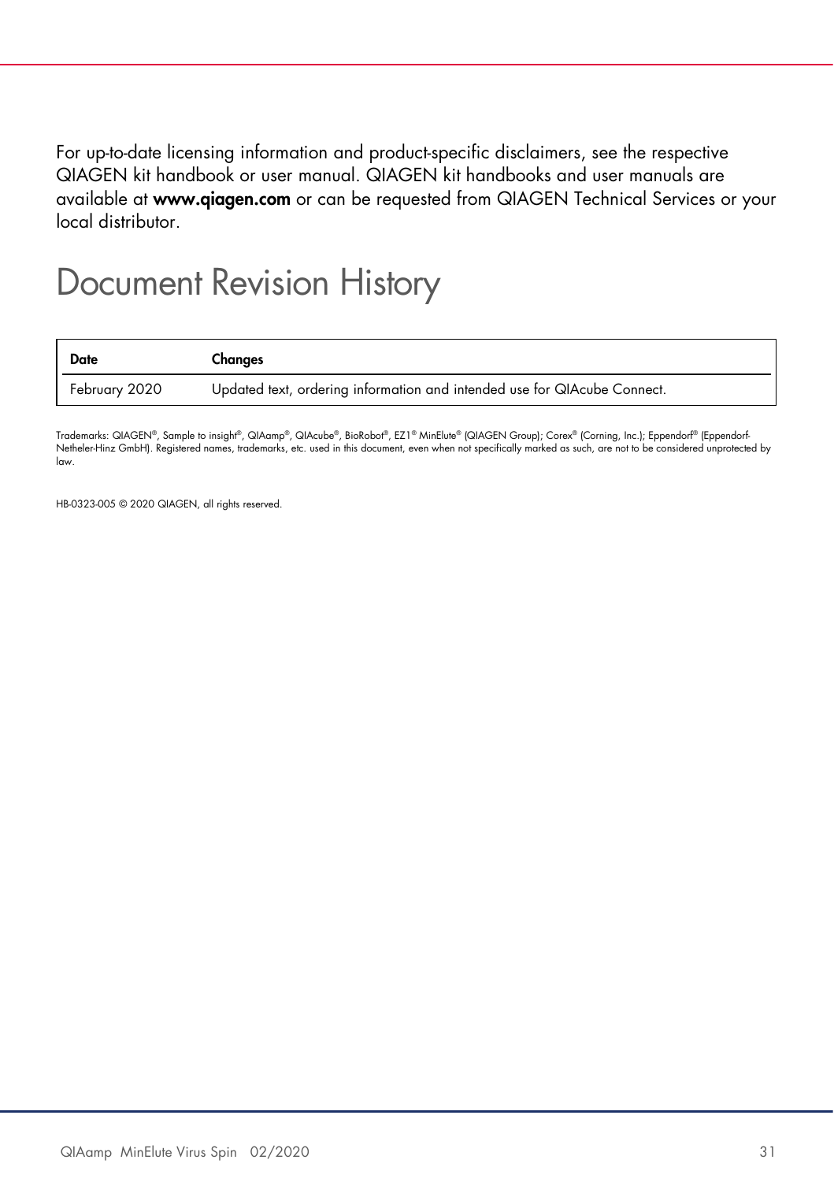For up-to-date licensing information and product-specific disclaimers, see the respective QIAGEN kit handbook or user manual. QIAGEN kit handbooks and user manuals are available at **www.qiagen.com** or can be requested from QIAGEN Technical Services or your local distributor.

# Document Revision History

| Date | Changes |
|---|---|
| February 2020 | Updated text, ordering information and intended use for QIAcube Connect. |

Trademarks: QIAGEN®, Sample to insight®, QIAamp®, QIAcube®, BioRobot®, EZ1® MinElute® (QIAGEN Group); Corex® (Corning, Inc.); Eppendorf® (Eppendorf-Netheler-Hinz GmbH). Registered names, trademarks, etc. used in this document, even when not specifically marked as such, are not to be considered unprotected by law.

HB-0323-005 © 2020 QIAGEN, all rights reserved.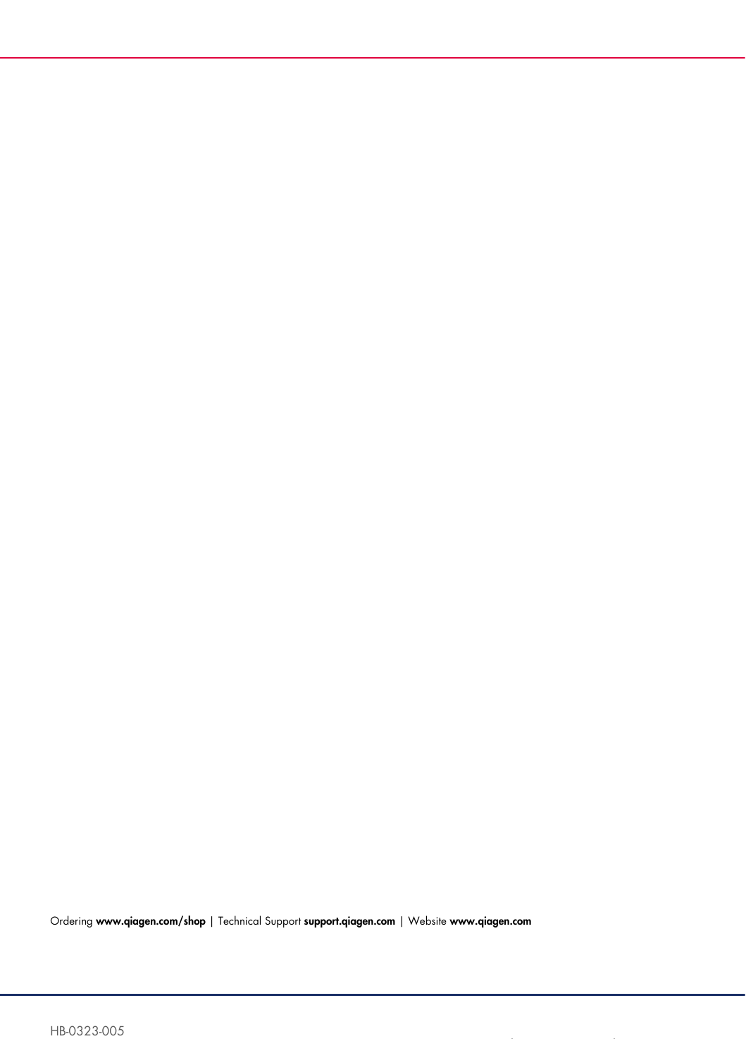Ordering **www.qiagen.com/shop** | Technical Support **support.qiagen.com** | Website **www.qiagen.com**

HB-0323-005